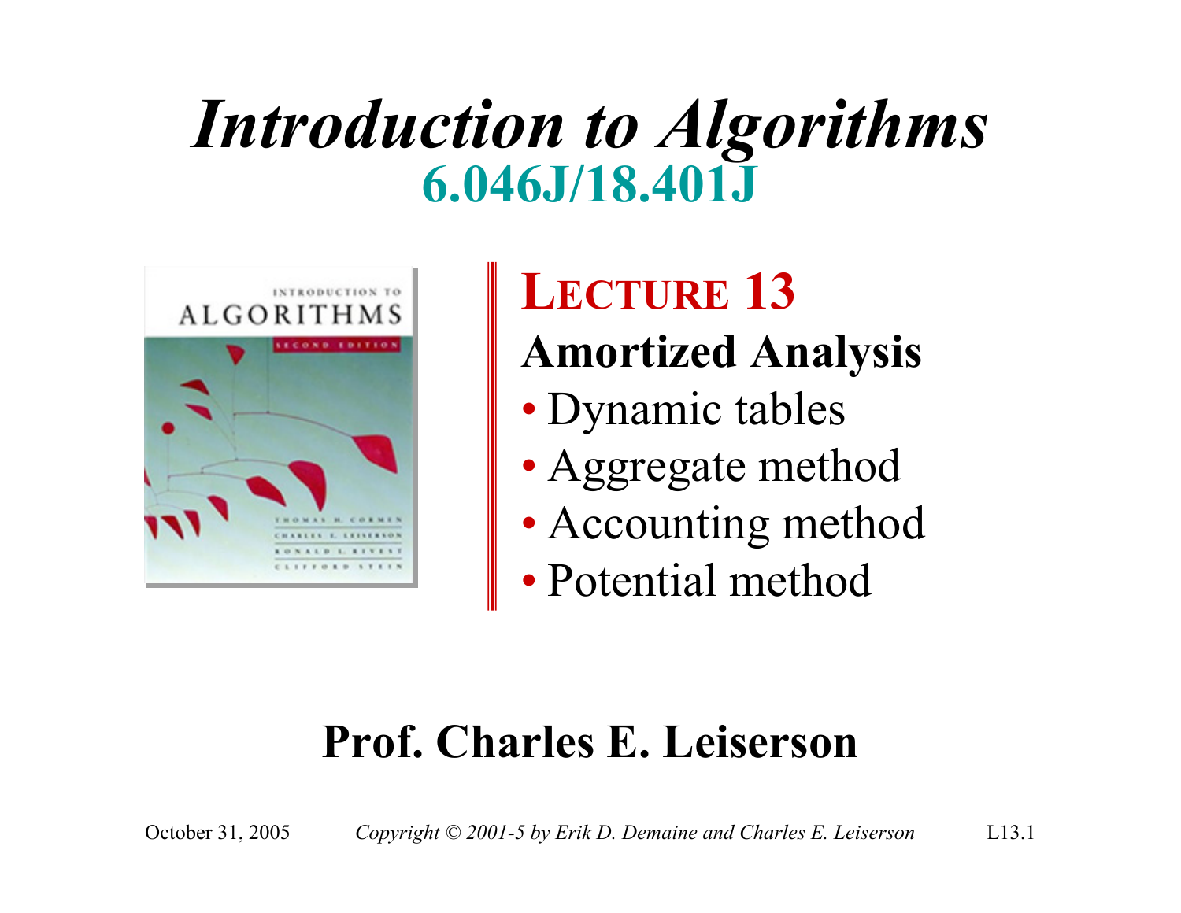# *Introduction to Algorithms*

## 6.046J/18.401J

## LECTURE 13

### Amortized Analysis

- Dynamic tables
- Aggregate method
- Accounting method
- Potential method

**Prof. Charles E. Leiserson**

October 31, 2005 *Copyright © 2001-5 by Erik D. Demaine and Charles E. Leiserson*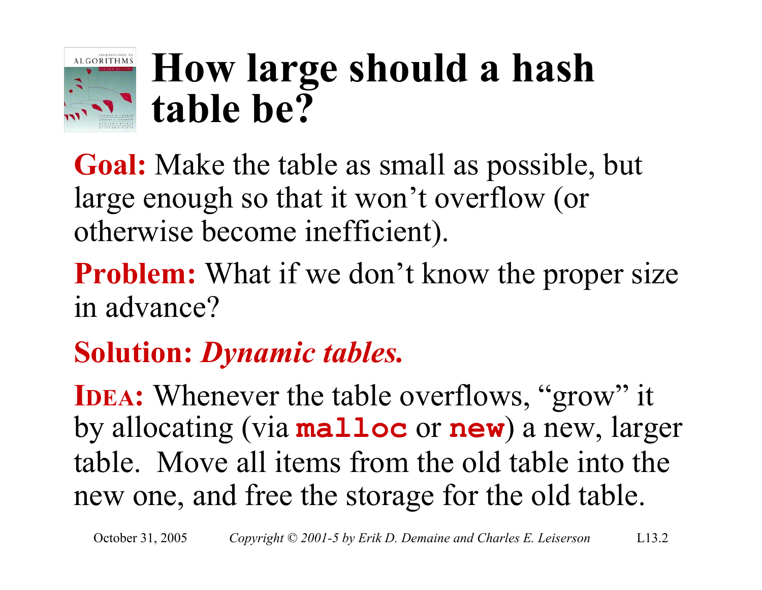# How large should a hash table be?

**Goal:** Make the table as small as possible, but large enough so that it won't overflow (or otherwise become inefficient).

**Problem:** What if we don't know the proper size in advance?

**Solution:** ***Dynamic tables.***

**IDEA:** Whenever the table overflows, "grow" it by allocating (via **`malloc`** or **`new`**) a new, larger table. Move all items from the old table into the new one, and free the storage for the old table.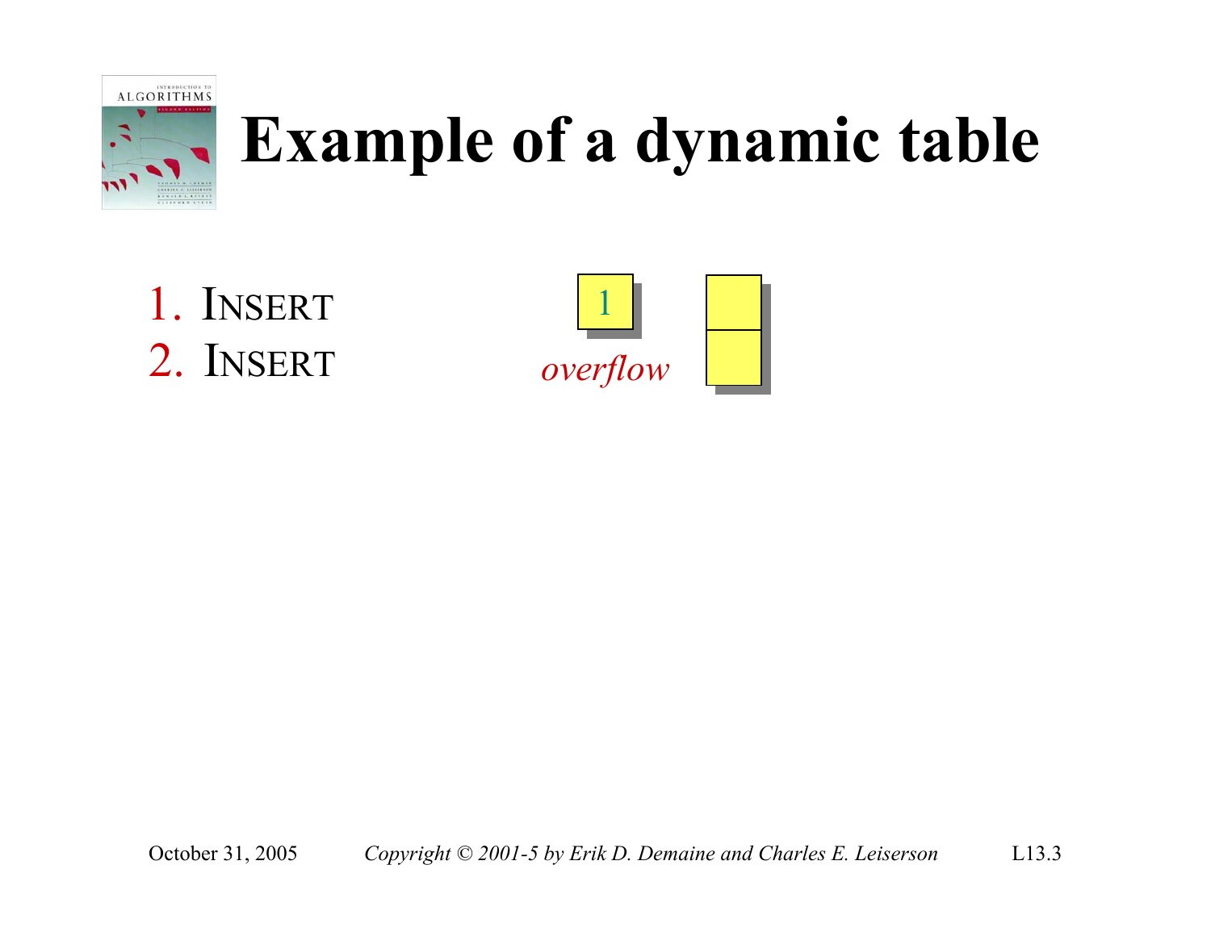# Example of a dynamic table

1. INSERT
2. INSERT

1

*overflow*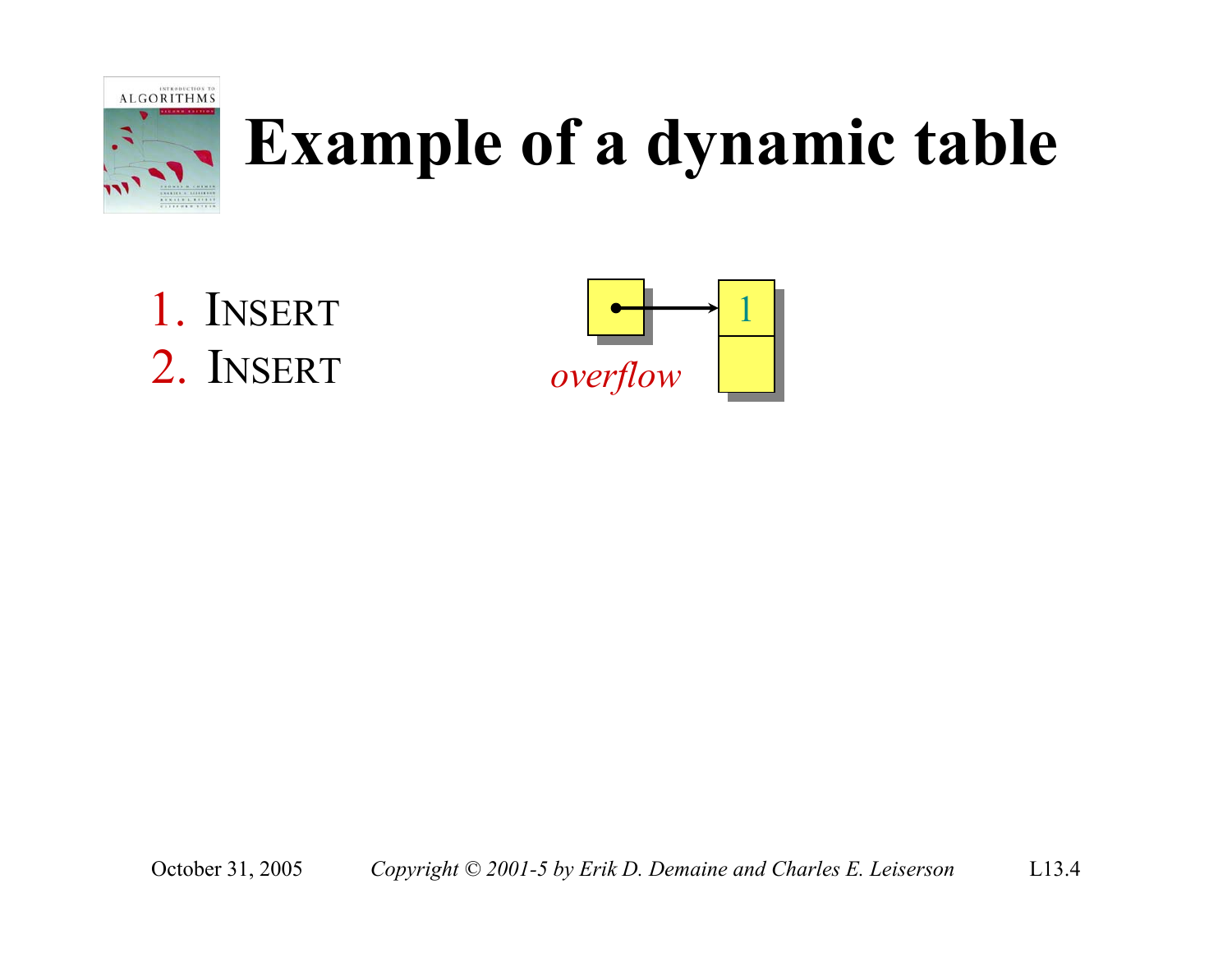# Example of a dynamic table

1. INSERT
2. INSERT

*overflow*

1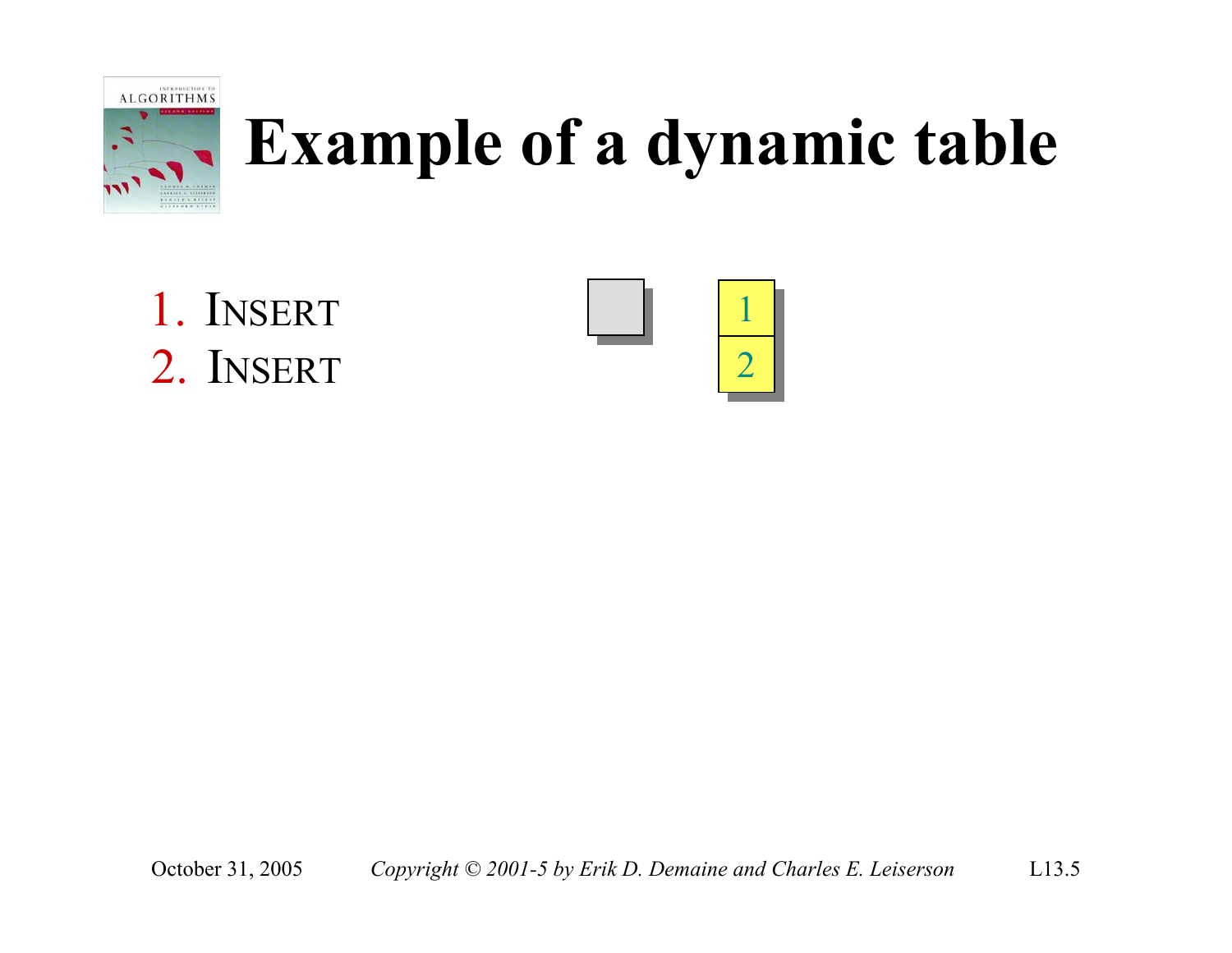# Example of a dynamic table

1. INSERT
2. INSERT

| 1 |
|---|
| 2 |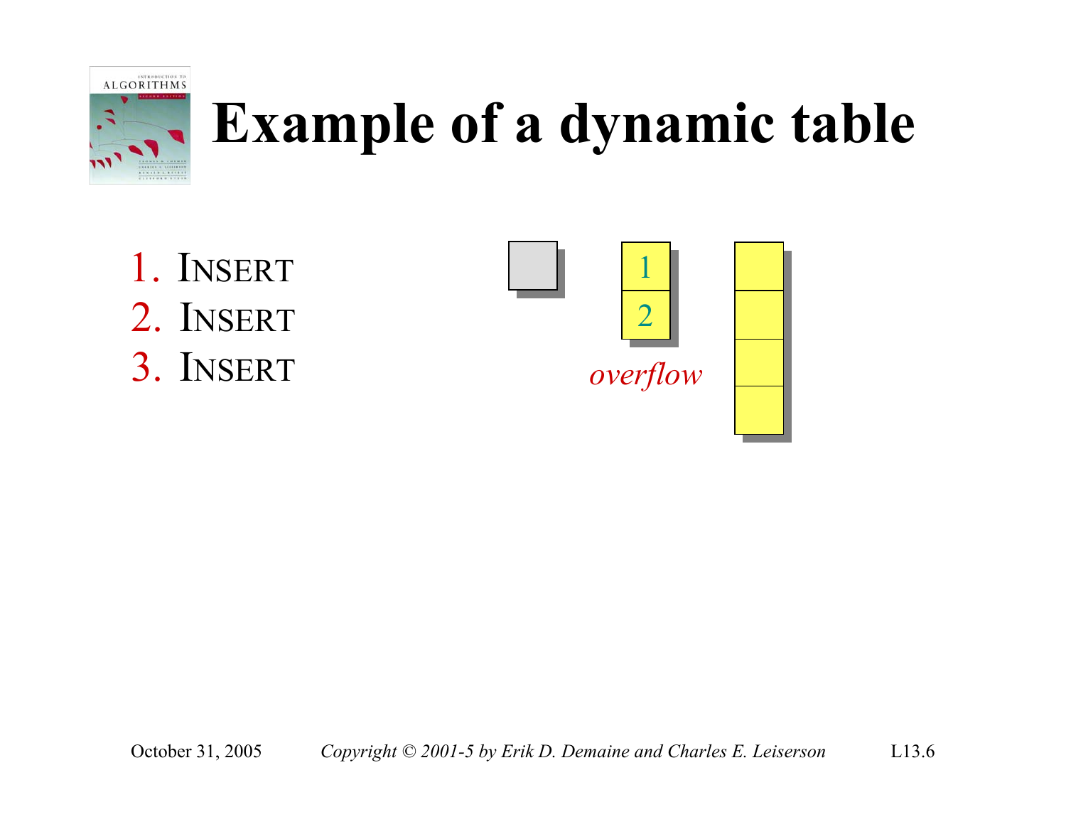# Example of a dynamic table

1. INSERT
2. INSERT
3. INSERT

1
2

*overflow*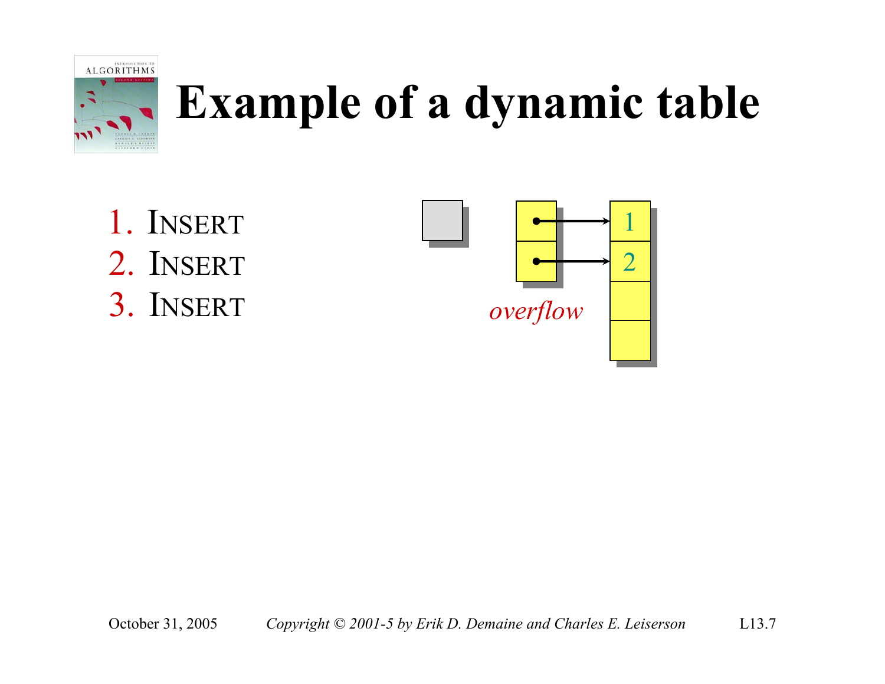# Example of a dynamic table

1. INSERT
2. INSERT
3. INSERT

*overflow*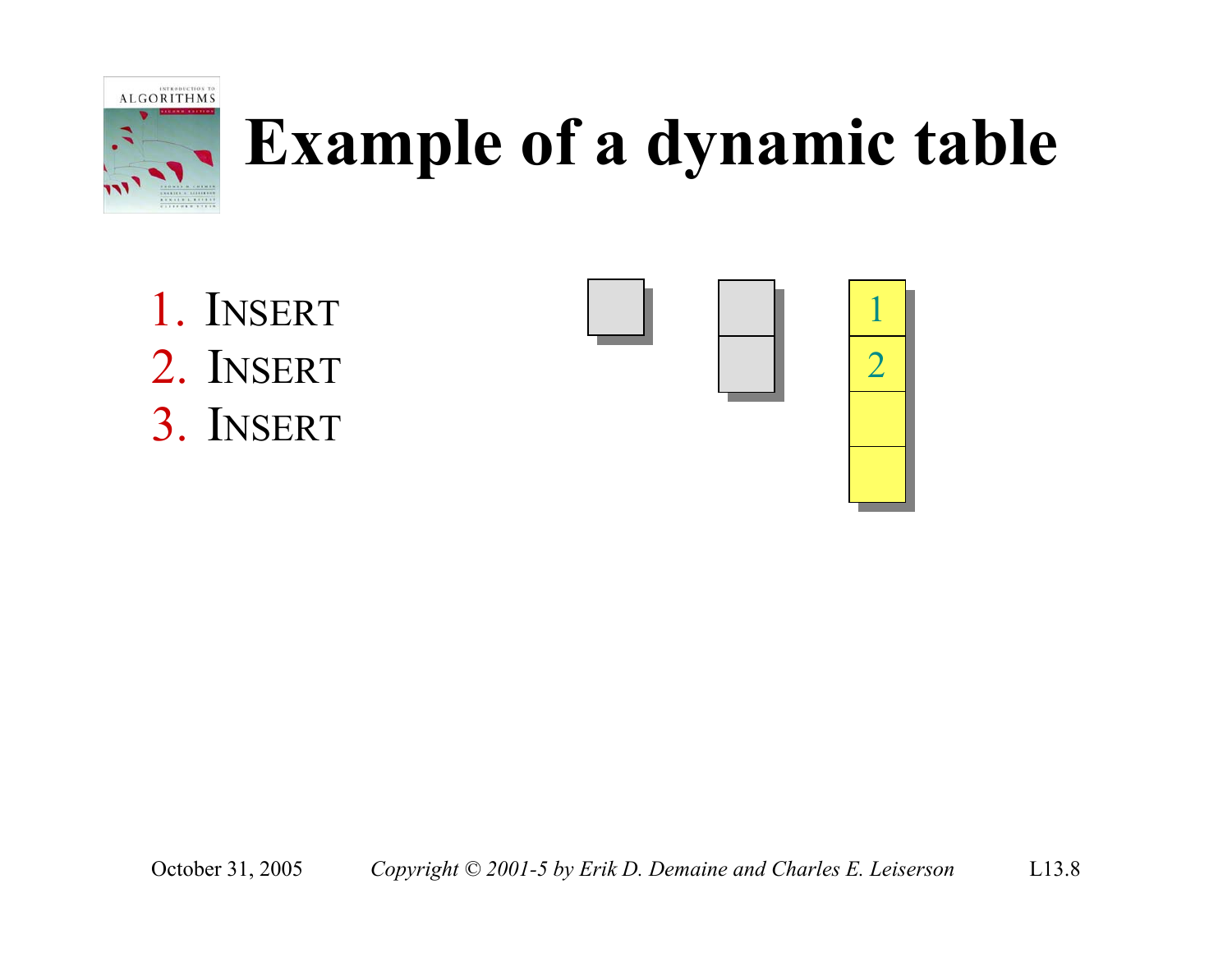# Example of a dynamic table

1. INSERT
2. INSERT
3. INSERT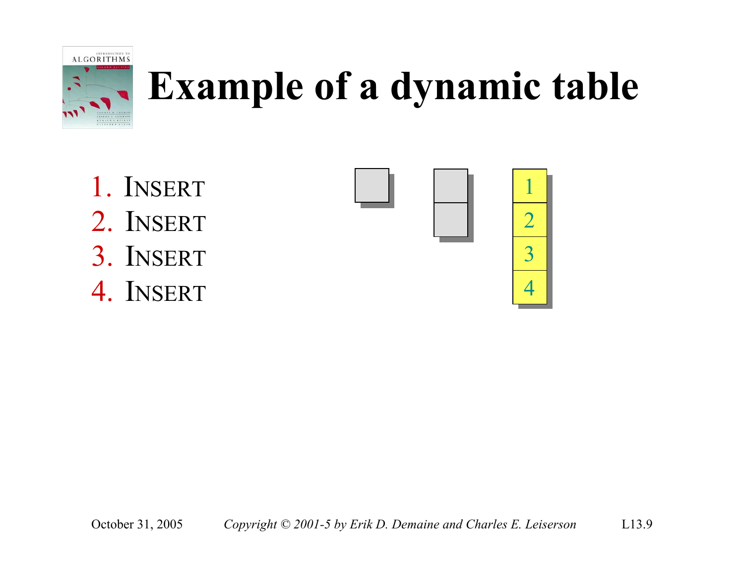# Example of a dynamic table

1. INSERT
2. INSERT
3. INSERT
4. INSERT

| 1 |
|---|
| 2 |
| 3 |
| 4 |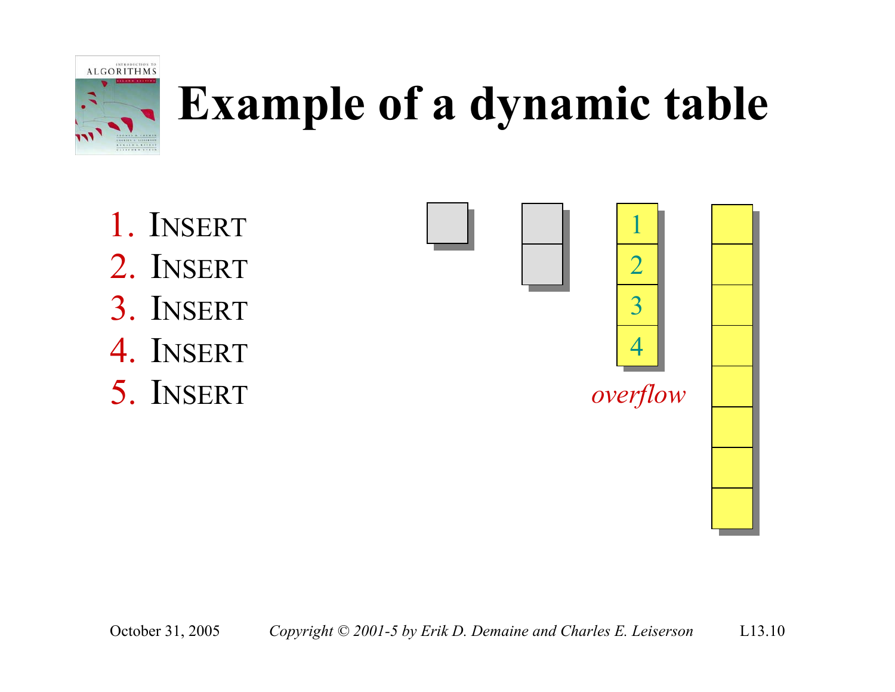# Example of a dynamic table

1. INSERT
2. INSERT
3. INSERT
4. INSERT
5. INSERT

1
2
3
4

*overflow*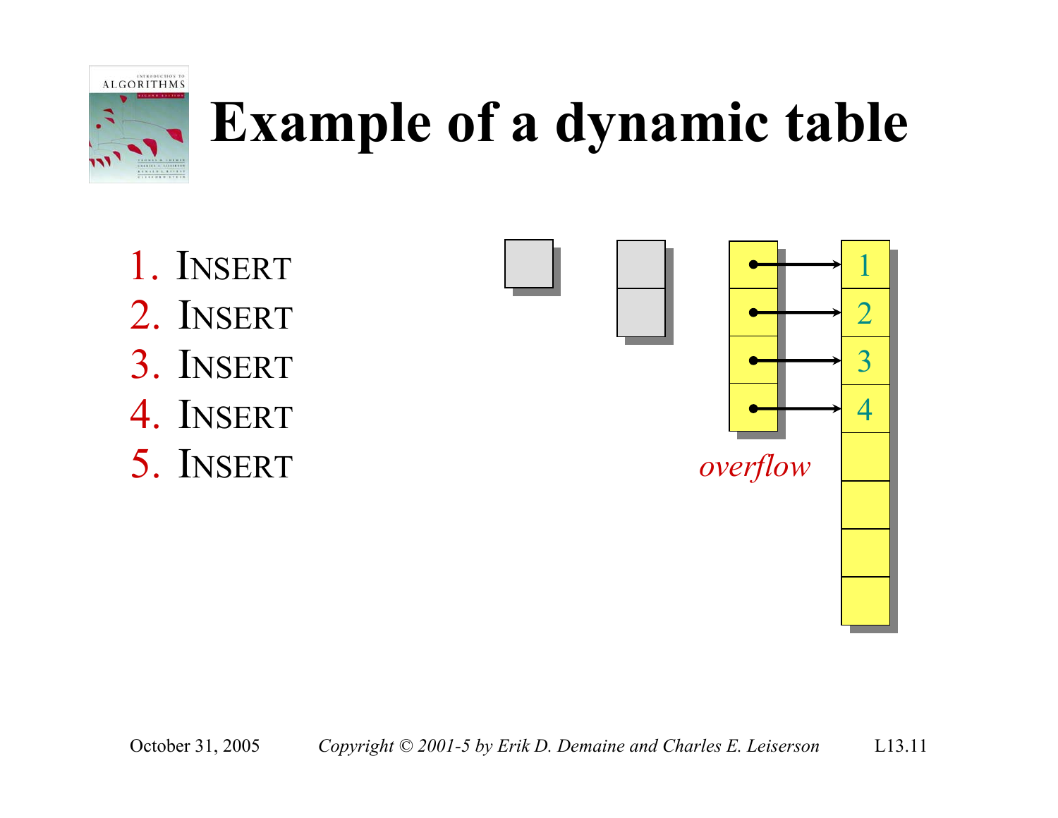# Example of a dynamic table

1. INSERT
2. INSERT
3. INSERT
4. INSERT
5. INSERT

1
2
3
4

*overflow*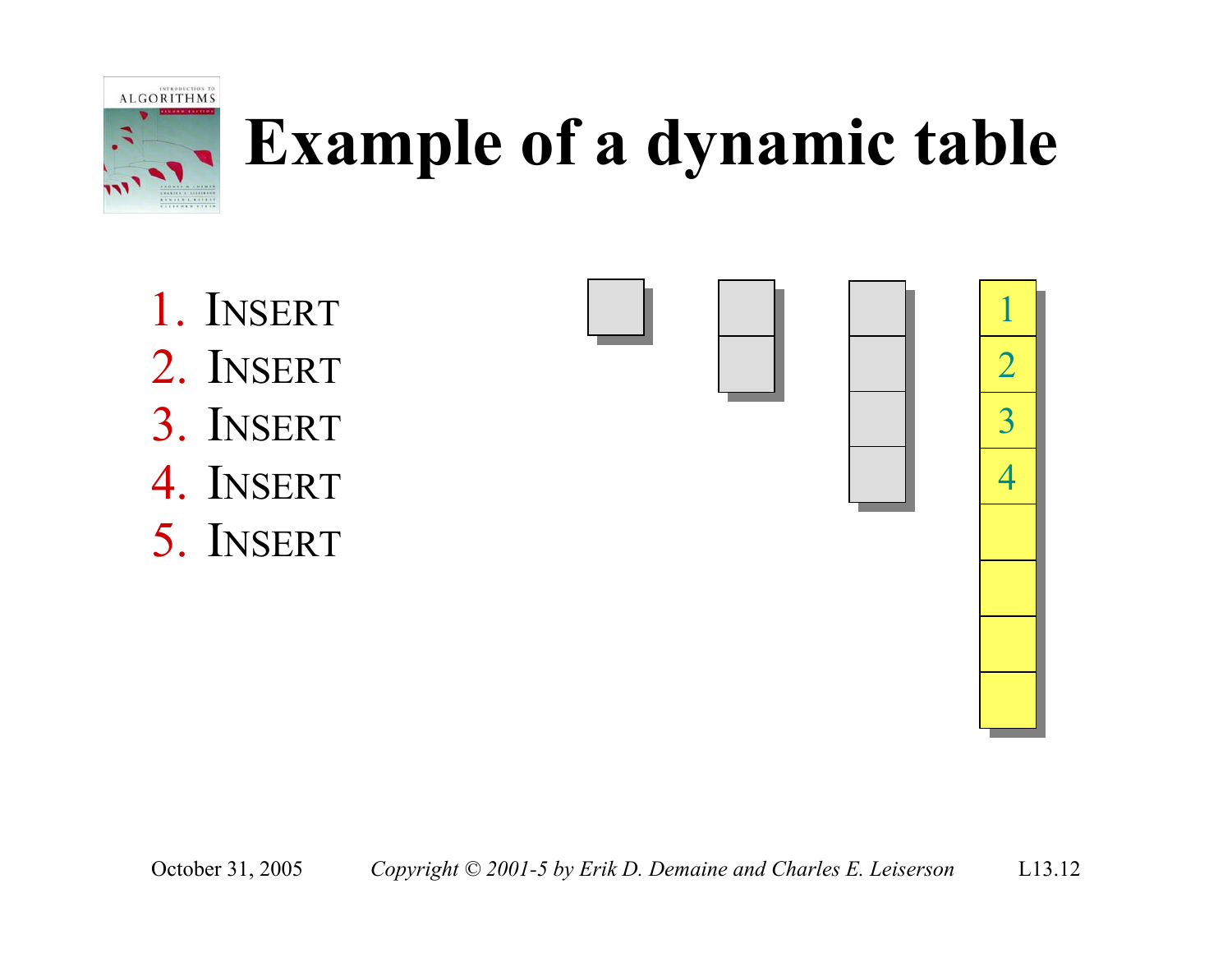# Example of a dynamic table

1. INSERT
2. INSERT
3. INSERT
4. INSERT
5. INSERT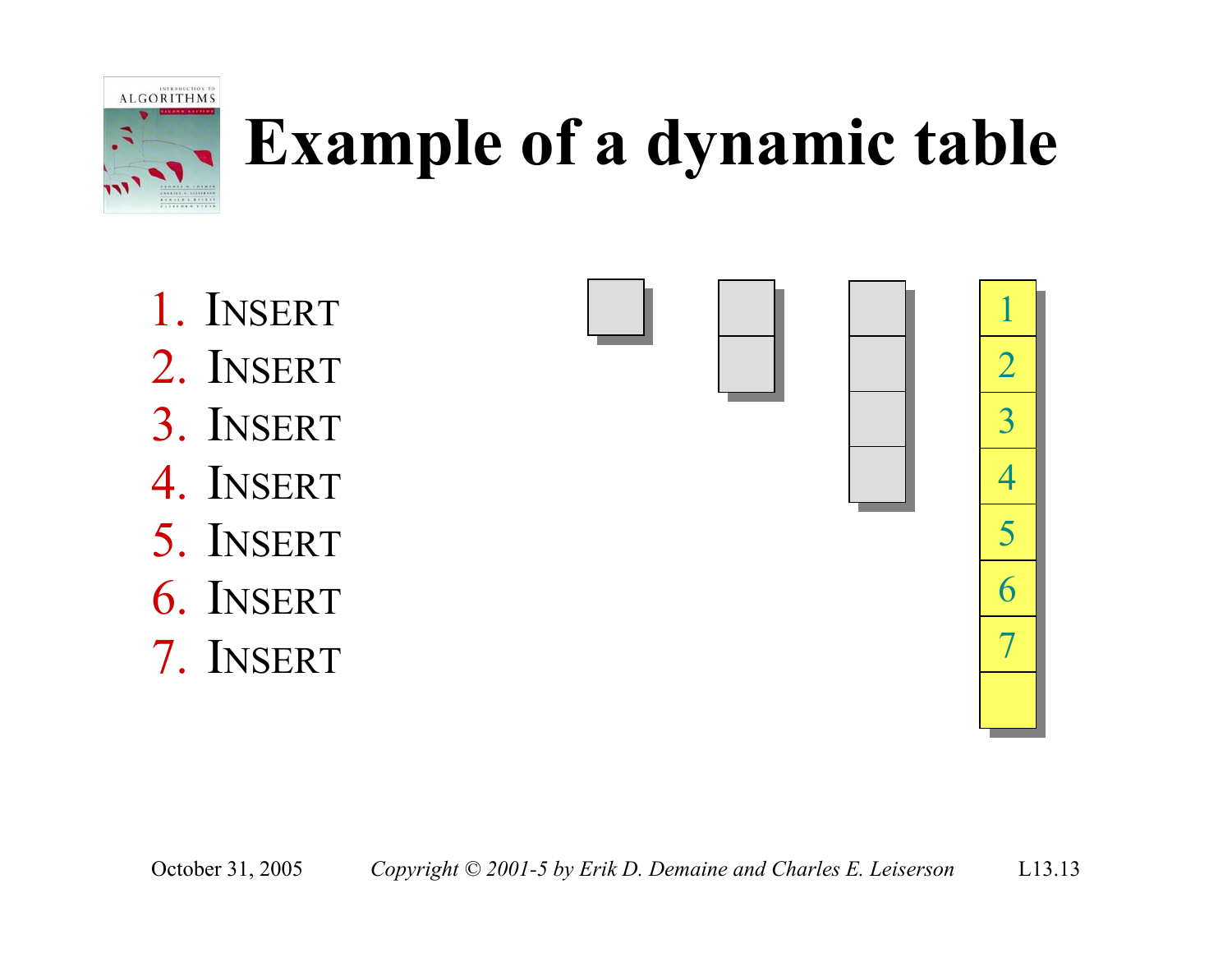# Example of a dynamic table

1. INSERT
2. INSERT
3. INSERT
4. INSERT
5. INSERT
6. INSERT
7. INSERT

| 1 |
|---|
| 2 |
| 3 |
| 4 |
| 5 |
| 6 |
| 7 |
| |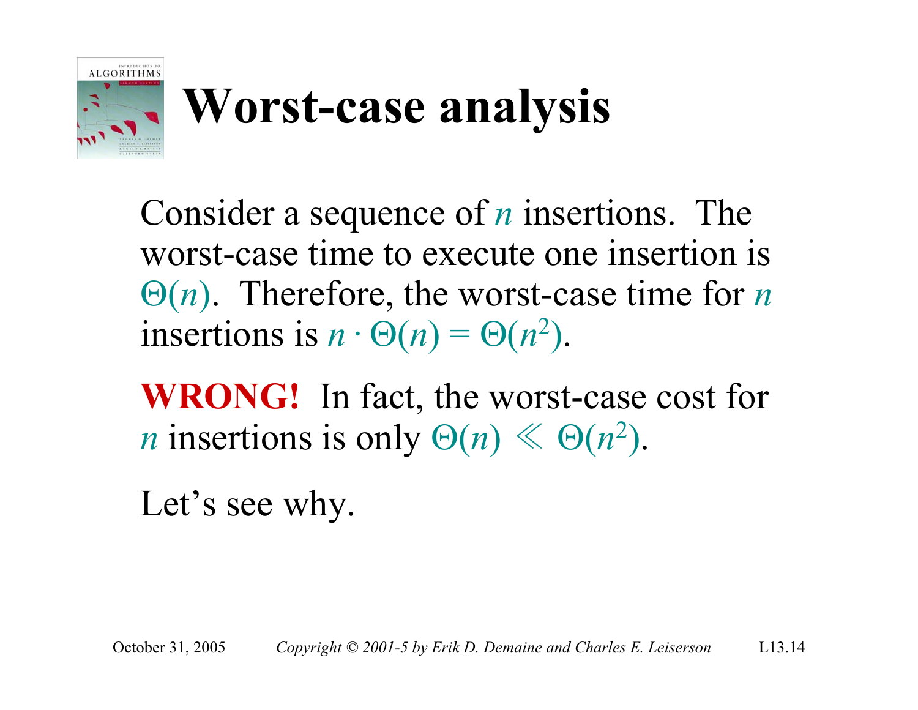# Worst-case analysis

Consider a sequence of $n$ insertions. The worst-case time to execute one insertion is $\Theta(n)$. Therefore, the worst-case time for $n$ insertions is $n \cdot \Theta(n) = \Theta(n^2)$.

**WRONG!** In fact, the worst-case cost for $n$ insertions is only $\Theta(n) \ll \Theta(n^2)$.

Let's see why.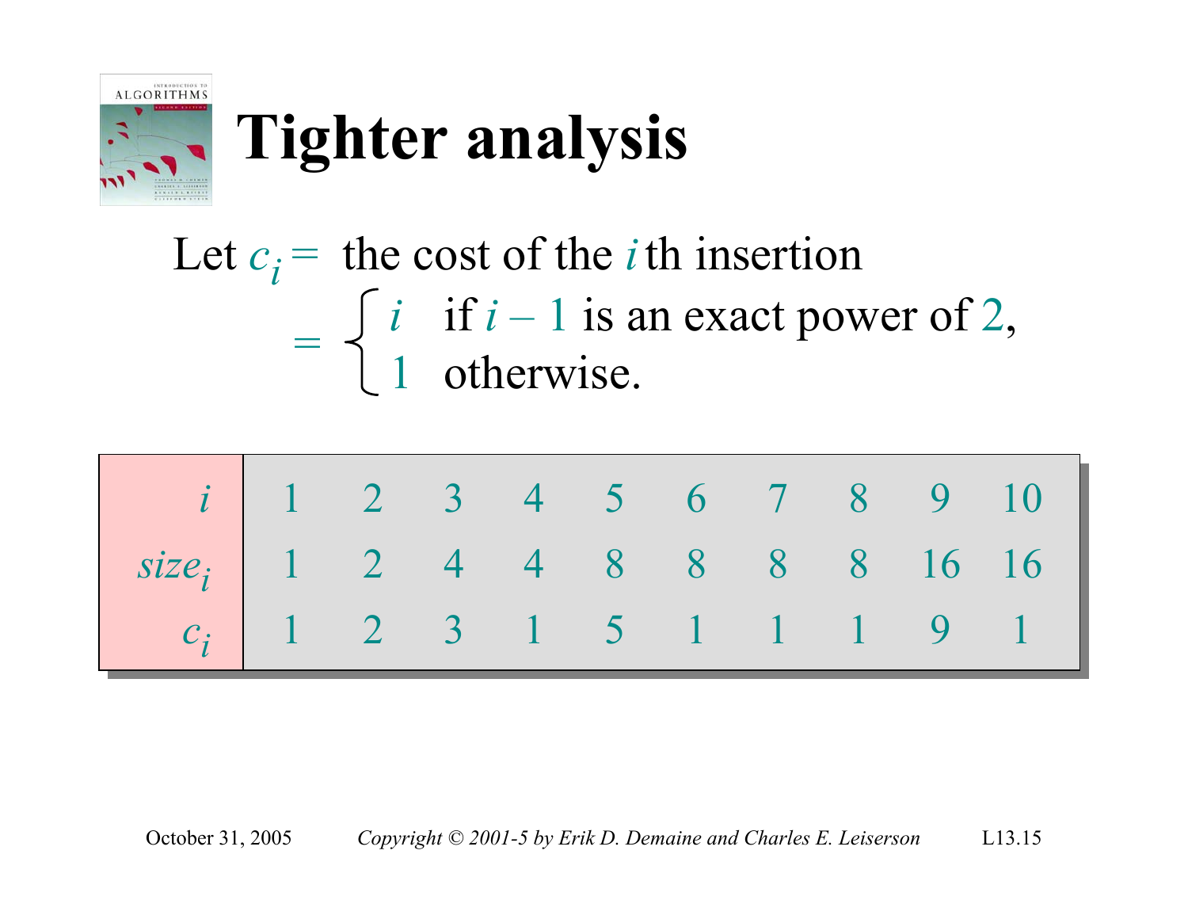# Tighter analysis

Let $c_i$ = the cost of the $i$th insertion

$$= \begin{cases} i & \text{if } i - 1 \text{ is an exact power of } 2, \\ 1 & \text{otherwise.} \end{cases}$$

| $i$ | 1 | 2 | 3 | 4 | 5 | 6 | 7 | 8 | 9 | 10 |
|---|---|---|---|---|---|---|---|---|---|---|
| $size_i$ | 1 | 2 | 4 | 4 | 8 | 8 | 8 | 8 | 16 | 16 |
| $c_i$ | 1 | 2 | 3 | 1 | 5 | 1 | 1 | 1 | 9 | 1 |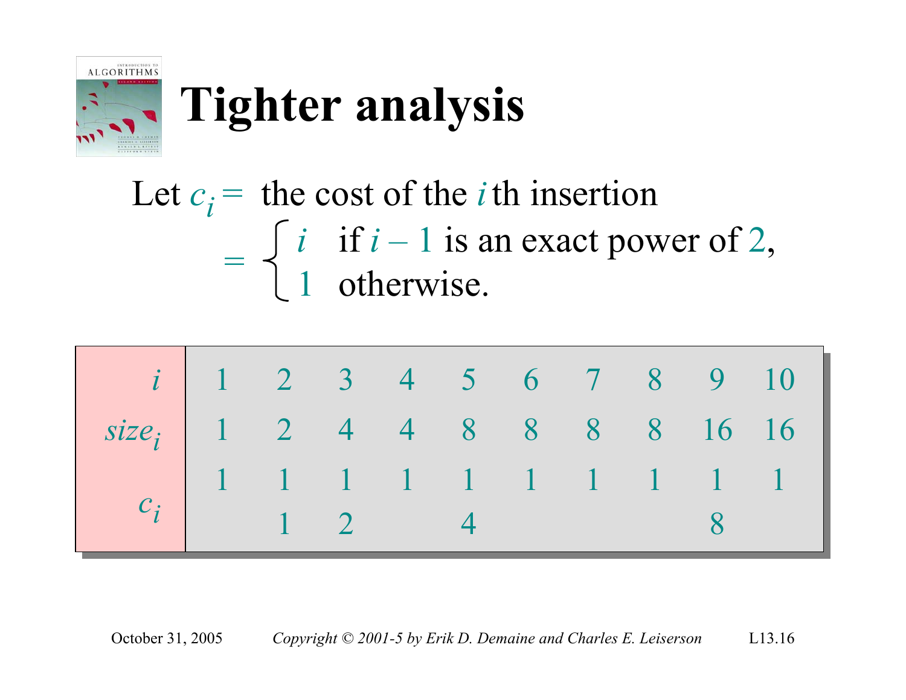# Tighter analysis

Let $c_i$ = the cost of the $i$th insertion

$$= \begin{cases} i & \text{if } i-1 \text{ is an exact power of } 2, \\ 1 & \text{otherwise.} \end{cases}$$

| $i$ | 1 | 2 | 3 | 4 | 5 | 6 | 7 | 8 | 9 | 10 |
|---|---|---|---|---|---|---|---|---|---|---|
| $size_i$ | 1 | 2 | 4 | 4 | 8 | 8 | 8 | 8 | 16 | 16 |
| $c_i$ | 1 | 1 | 1 | 1 | 1 | 1 | 1 | 1 | 1 | 1 |
| | | 1 | 2 | | 4 | | | | 8 | |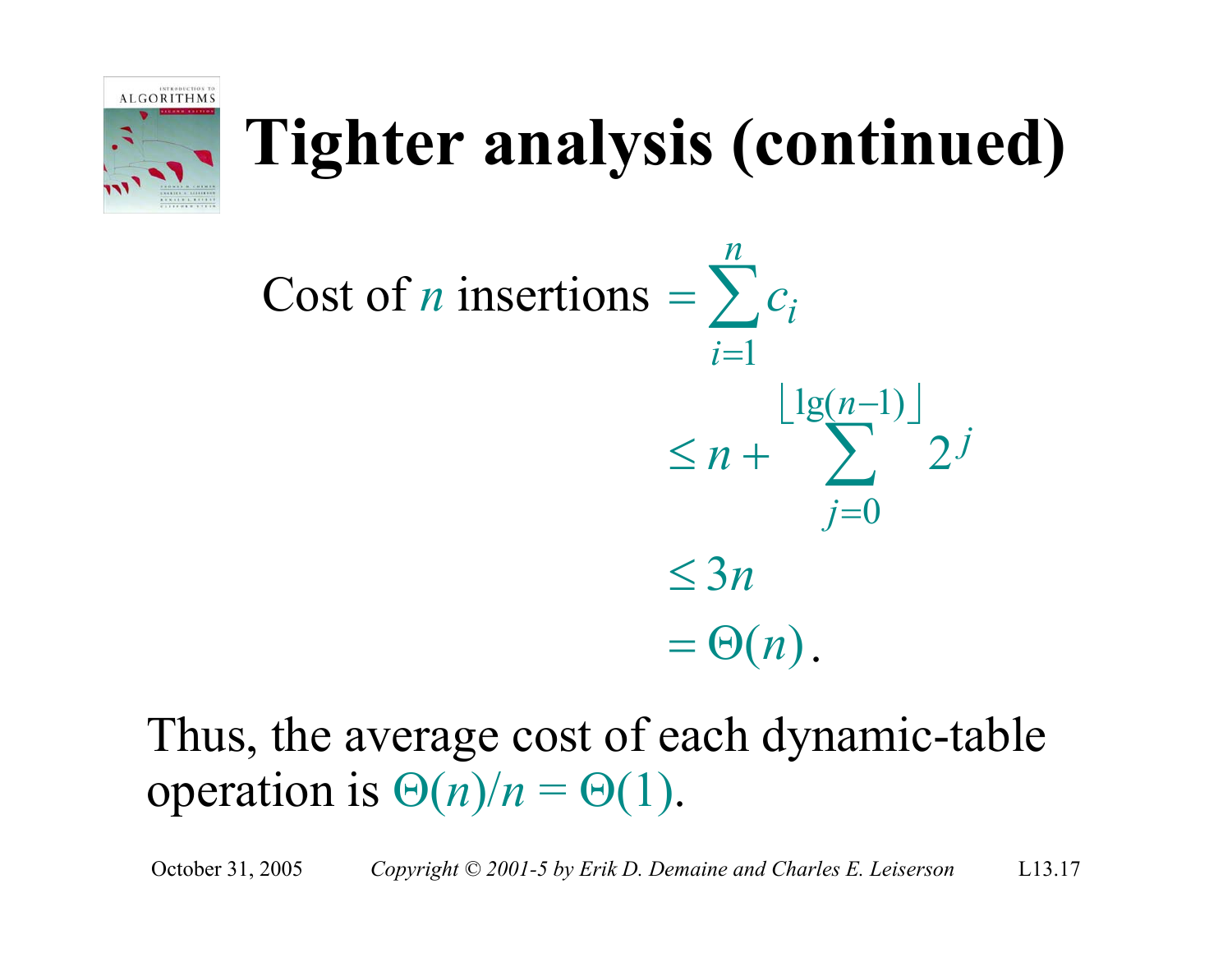# Tighter analysis (continued)

$$
\begin{aligned}
\text{Cost of } n \text{ insertions} &= \sum_{i=1}^{n} c_i \\
&\leq n + \sum_{j=0}^{\lfloor \lg(n-1) \rfloor} 2^j \\
&\leq 3n \\
&= \Theta(n).
\end{aligned}
$$

Thus, the average cost of each dynamic-table operation is $\Theta(n)/n = \Theta(1)$.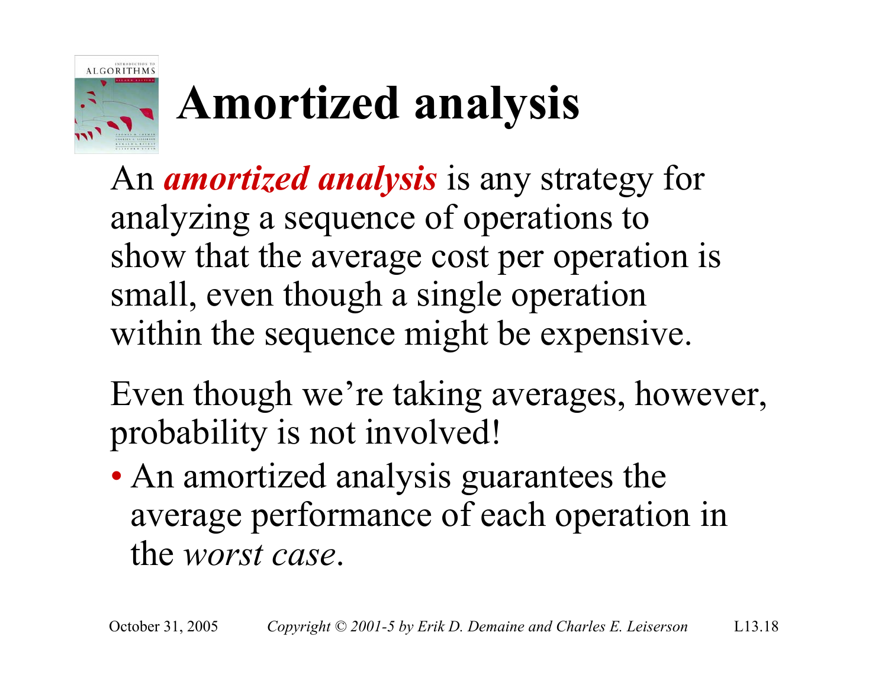# Amortized analysis

An ***amortized analysis*** is any strategy for analyzing a sequence of operations to show that the average cost per operation is small, even though a single operation within the sequence might be expensive.

Even though we're taking averages, however, probability is not involved!

- An amortized analysis guarantees the average performance of each operation in the *worst case*.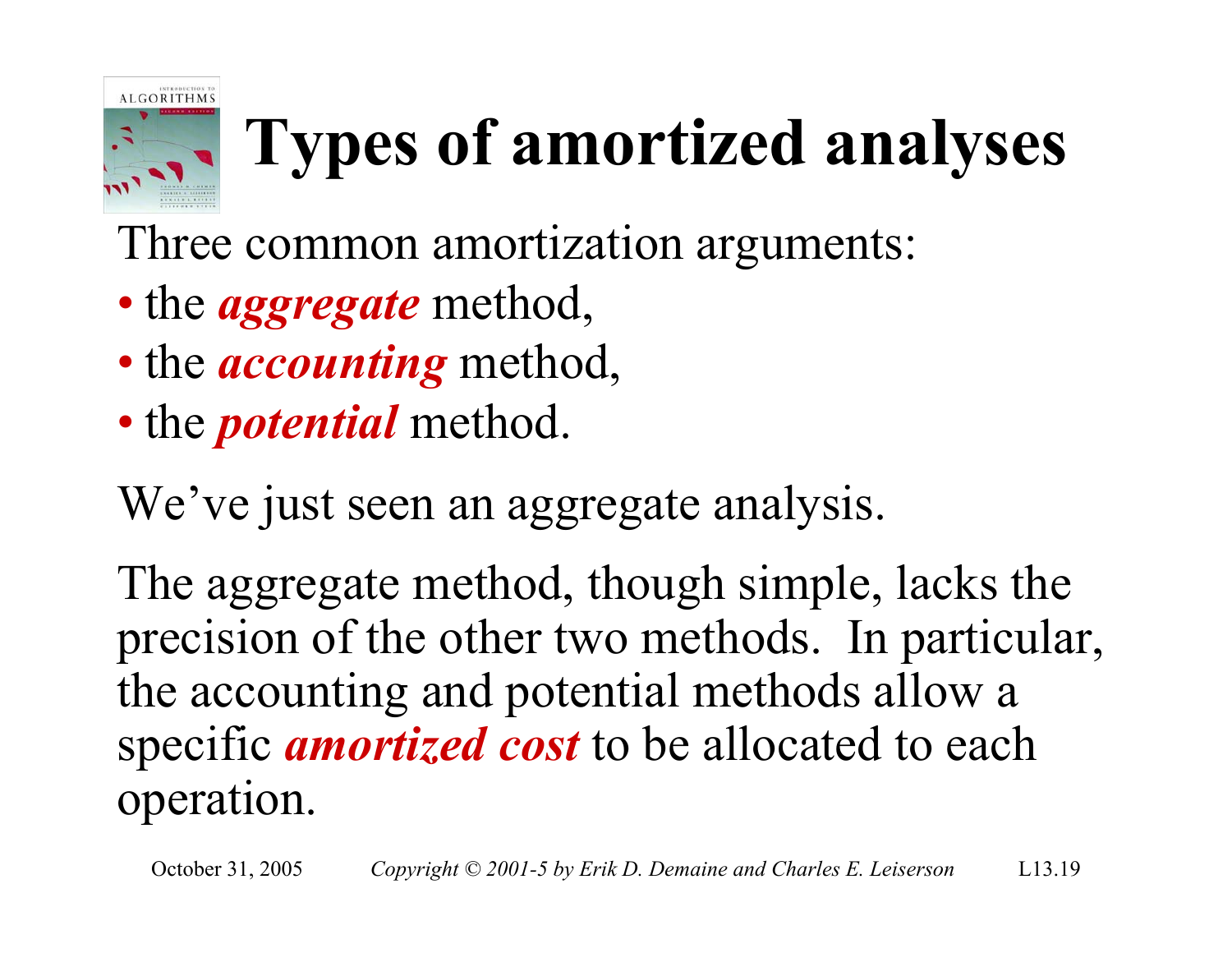# Types of amortized analyses

Three common amortization arguments:

- the ***aggregate*** method,
- the ***accounting*** method,
- the ***potential*** method.

We've just seen an aggregate analysis.

The aggregate method, though simple, lacks the precision of the other two methods. In particular, the accounting and potential methods allow a specific ***amortized cost*** to be allocated to each operation.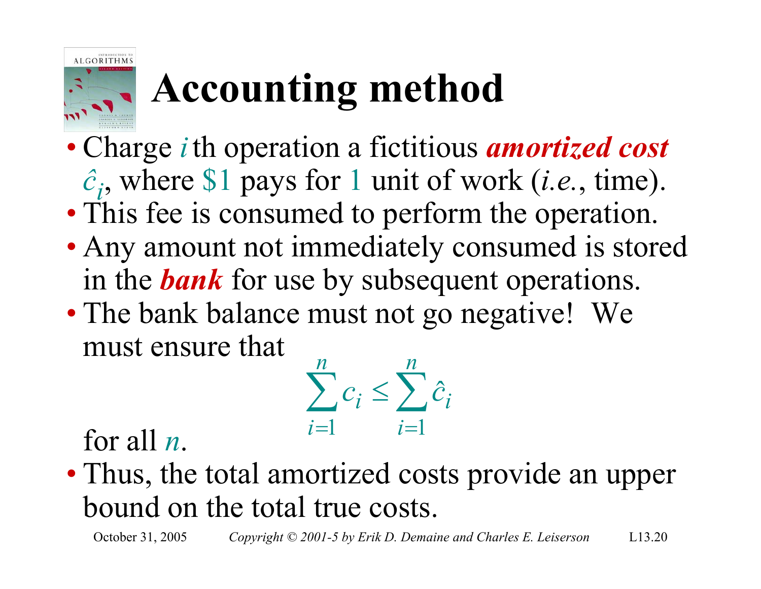# Accounting method

- Charge $i$ th operation a fictitious ***amortized cost*** $\hat{c}_i$, where \$1 pays for 1 unit of work (*i.e.*, time).
- This fee is consumed to perform the operation.
- Any amount not immediately consumed is stored in the ***bank*** for use by subsequent operations.
- The bank balance must not go negative! We must ensure that

$$\sum_{i=1}^{n} c_i \le \sum_{i=1}^{n} \hat{c}_i$$

  for all $n$.
- Thus, the total amortized costs provide an upper bound on the total true costs.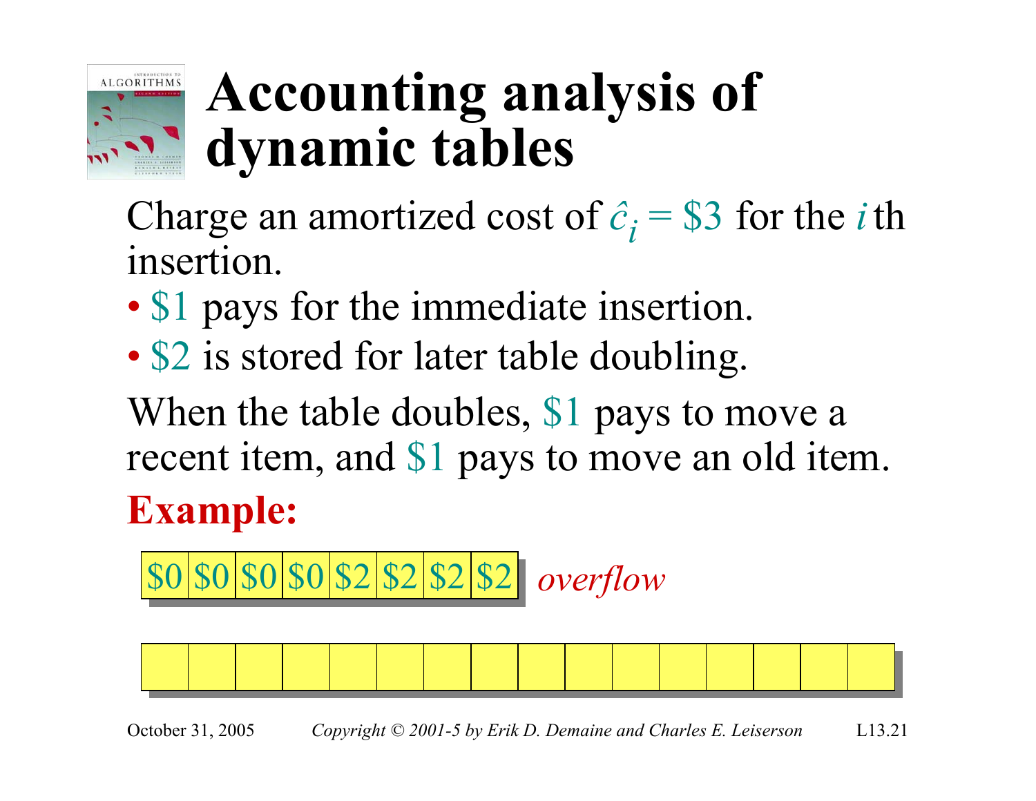# Accounting analysis of dynamic tables

Charge an amortized cost of $\hat{c}_i = \$3$ for the $i$th insertion.

- \$1 pays for the immediate insertion.
- \$2 is stored for later table doubling.

When the table doubles, \$1 pays to move a recent item, and \$1 pays to move an old item.

**Example:**

| \$0 | \$0 | \$0 | \$0 | \$2 | \$2 | \$2 | \$2 |
|---|---|---|---|---|---|---|---|

*overflow*

| | | | | | | | | | | | | | | | |
|---|---|---|---|---|---|---|---|---|---|---|---|---|---|---|---|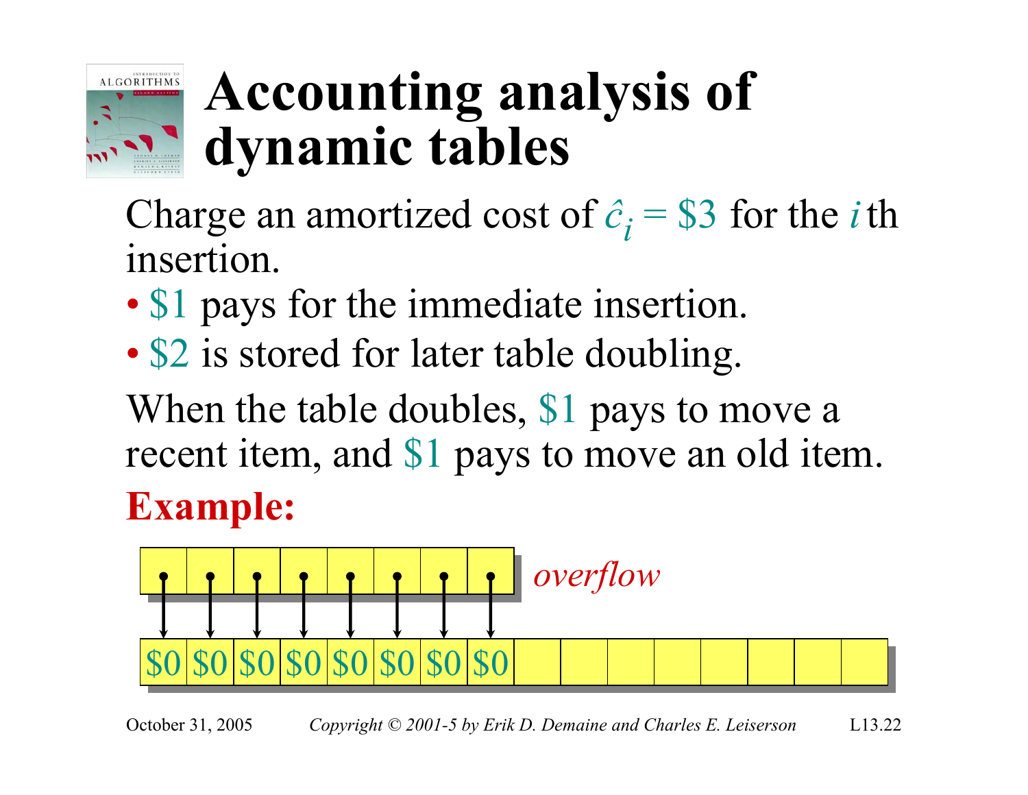# Accounting analysis of dynamic tables

Charge an amortized cost of $\hat{c}_i = \$3$ for the $i$th insertion.

- \$1 pays for the immediate insertion.
- \$2 is stored for later table doubling.

When the table doubles, \$1 pays to move a recent item, and \$1 pays to move an old item.

**Example:**

*overflow*

| \$0 | \$0 | \$0 | \$0 | \$0 | \$0 | \$0 | \$0 | | | | | | | | |
|---|---|---|---|---|---|---|---|---|---|---|---|---|---|---|---|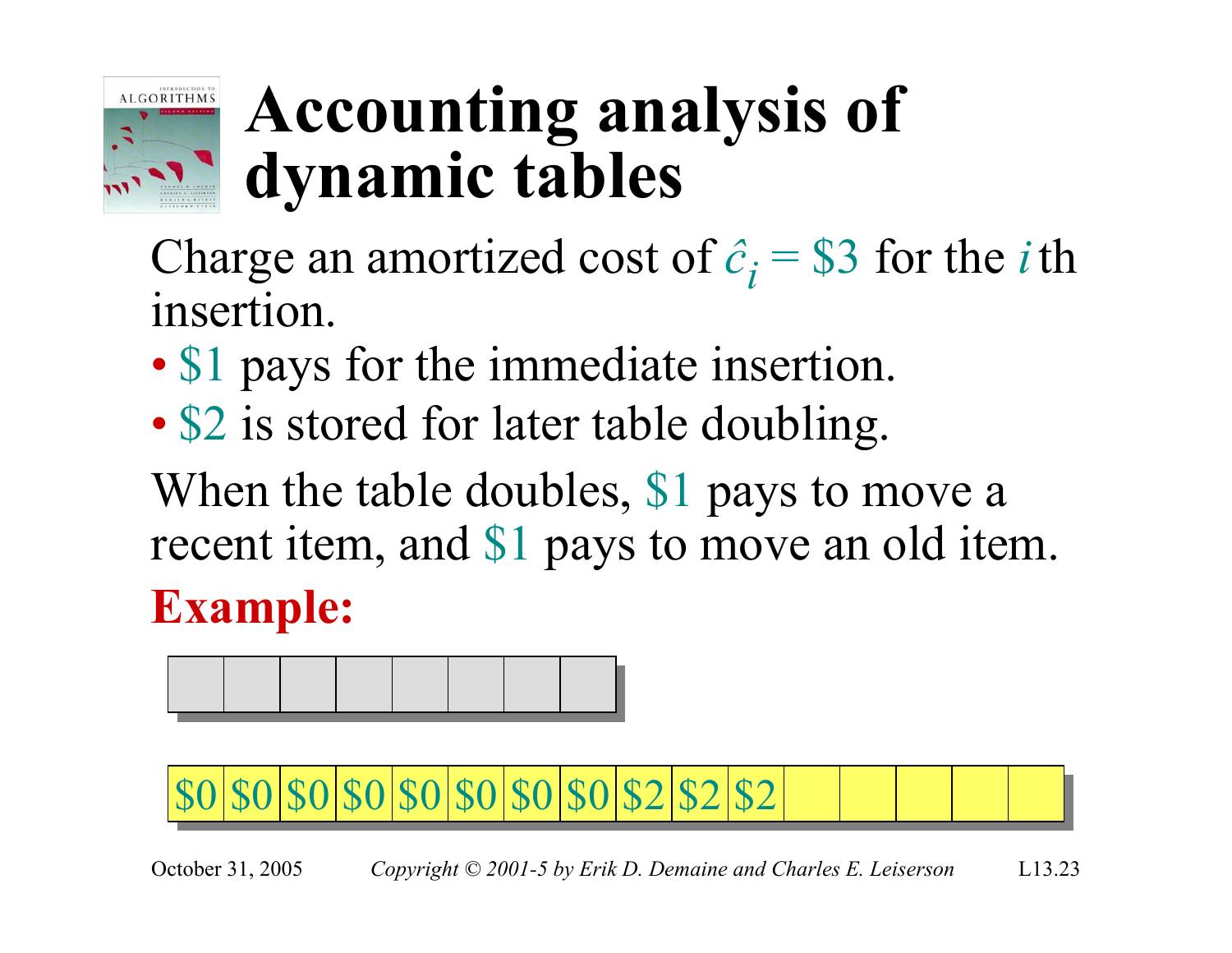# Accounting analysis of dynamic tables

Charge an amortized cost of $\hat{c}_i$ = \$3 for the $i$th insertion.

- \$1 pays for the immediate insertion.
- \$2 is stored for later table doubling.

When the table doubles, \$1 pays to move a recent item, and \$1 pays to move an old item.

**Example:**

| | | | | | | | |
|---|---|---|---|---|---|---|---|
| | | | | | | | |

| | | | | | | | | | | | | | | | |
|---|---|---|---|---|---|---|---|---|---|---|---|---|---|---|---|
| \$0 | \$0 | \$0 | \$0 | \$0 | \$0 | \$0 | \$0 | \$2 | \$2 | \$2 | | | | | |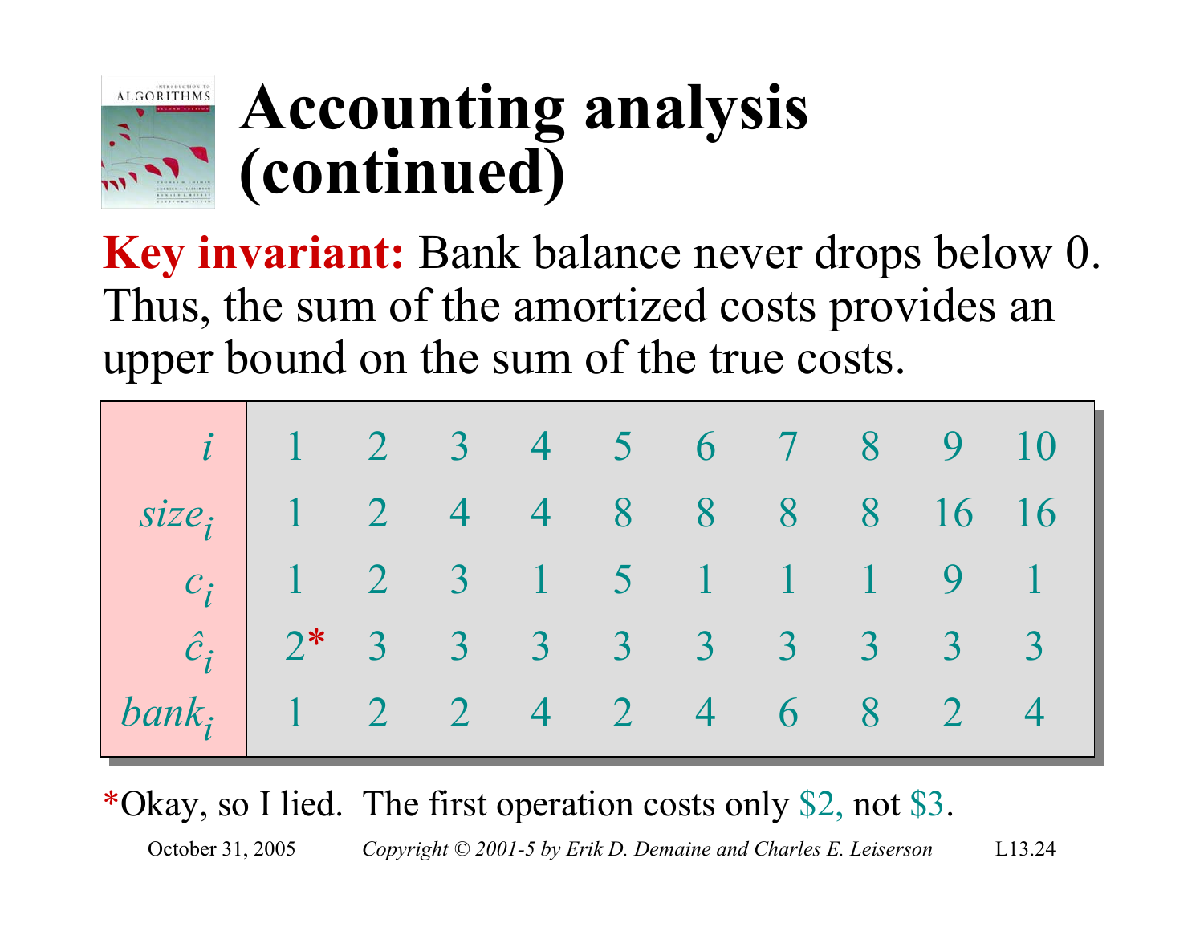# Accounting analysis (continued)

**Key invariant:** Bank balance never drops below 0. Thus, the sum of the amortized costs provides an upper bound on the sum of the true costs.

| $i$ | 1 | 2 | 3 | 4 | 5 | 6 | 7 | 8 | 9 | 10 |
|---|---|---|---|---|---|---|---|---|---|---|
| $size_i$ | 1 | 2 | 4 | 4 | 8 | 8 | 8 | 8 | 16 | 16 |
| $c_i$ | 1 | 2 | 3 | 1 | 5 | 1 | 1 | 1 | 9 | 1 |
| $\hat{c}_i$ | 2* | 3 | 3 | 3 | 3 | 3 | 3 | 3 | 3 | 3 |
| $bank_i$ | 1 | 2 | 2 | 4 | 2 | 4 | 6 | 8 | 2 | 4 |

*Okay, so I lied. The first operation costs only \$2, not \$3.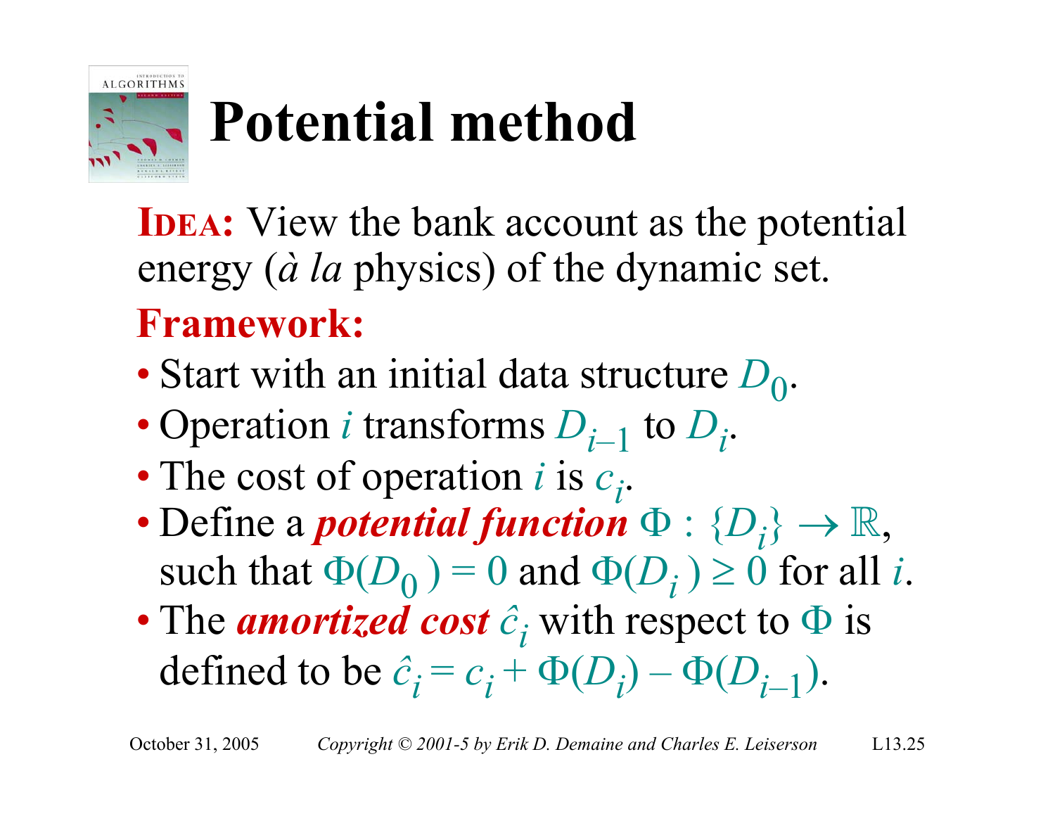# Potential method

**IDEA:** View the bank account as the potential energy (*à la* physics) of the dynamic set.

**Framework:**

- Start with an initial data structure $D_0$.
- Operation $i$ transforms $D_{i-1}$ to $D_i$.
- The cost of operation $i$ is $c_i$.
- Define a ***potential function*** $\Phi : \{D_i\} \to \mathbb{R}$, such that $\Phi(D_0) = 0$ and $\Phi(D_i) \geq 0$ for all $i$.
- The ***amortized cost*** $\hat{c}_i$ with respect to $\Phi$ is defined to be $\hat{c}_i = c_i + \Phi(D_i) - \Phi(D_{i-1})$.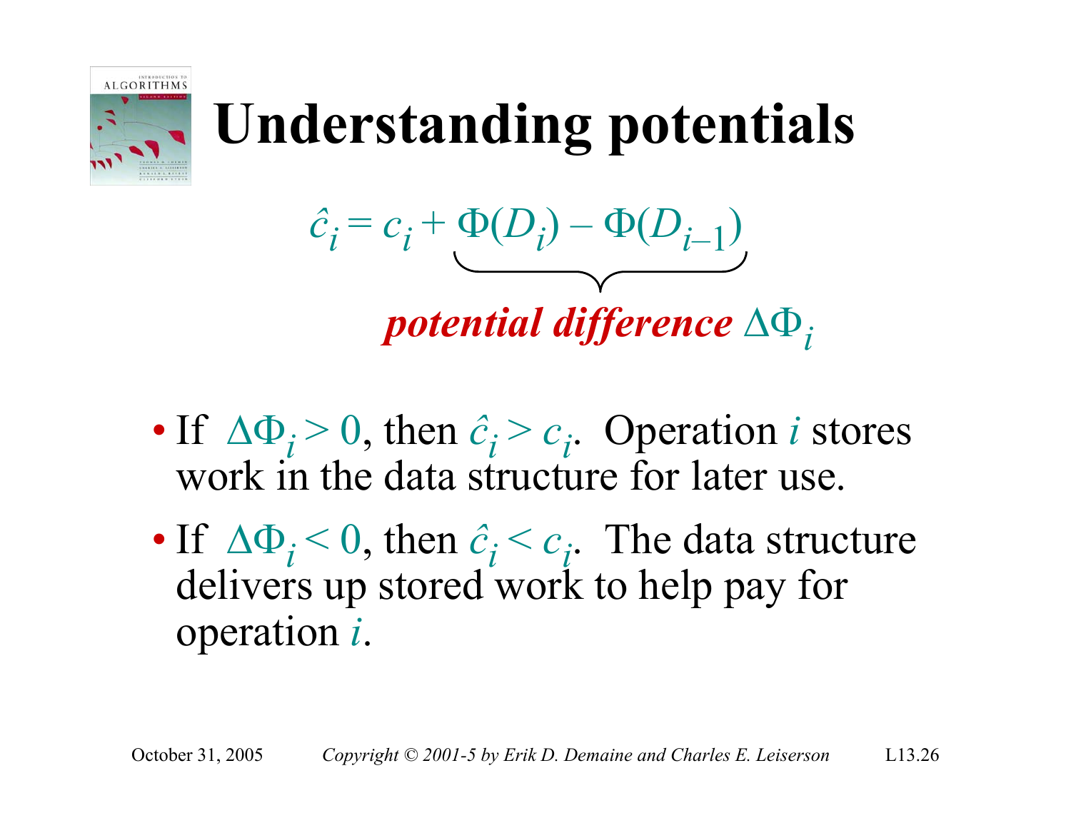# Understanding potentials

$$\hat{c}_i = c_i + \underbrace{\Phi(D_i) - \Phi(D_{i-1})}_{\textit{potential difference } \Delta\Phi_i}$$

- If $\Delta\Phi_i > 0$, then $\hat{c}_i > c_i$. Operation $i$ stores work in the data structure for later use.
- If $\Delta\Phi_i < 0$, then $\hat{c}_i < c_i$. The data structure delivers up stored work to help pay for operation $i$.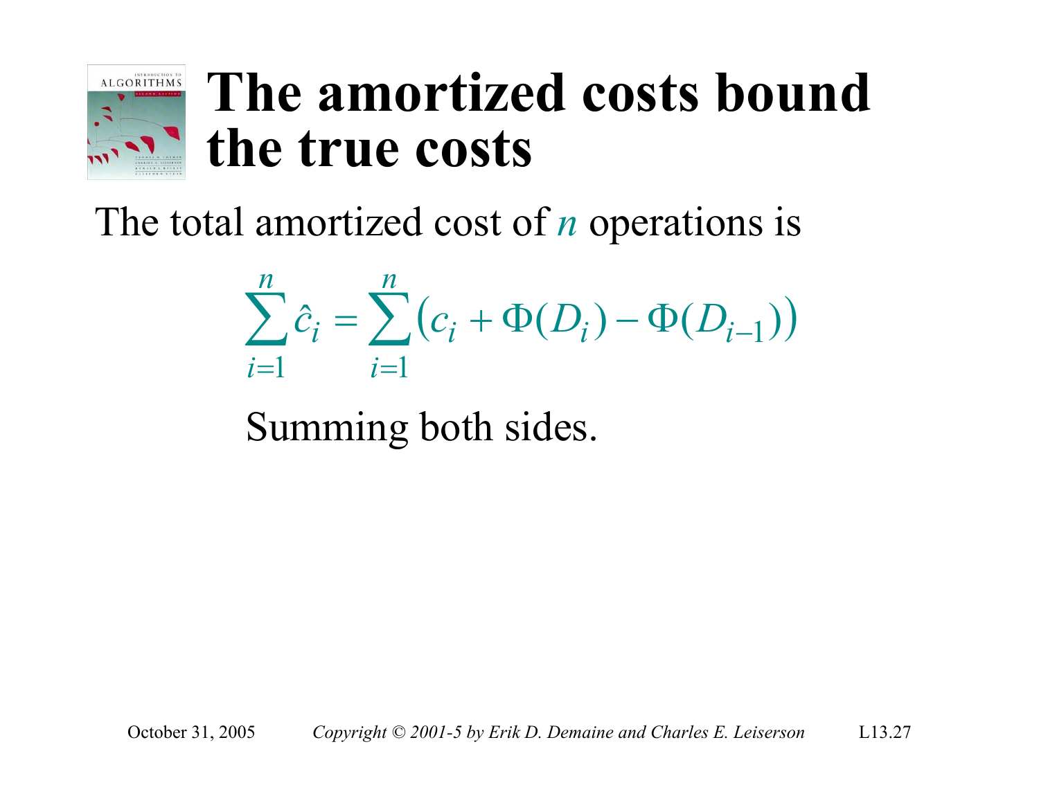# The amortized costs bound the true costs

The total amortized cost of $n$ operations is

$$\sum_{i=1}^{n} \hat{c}_i = \sum_{i=1}^{n} \left( c_i + \Phi(D_i) - \Phi(D_{i-1}) \right)$$

Summing both sides.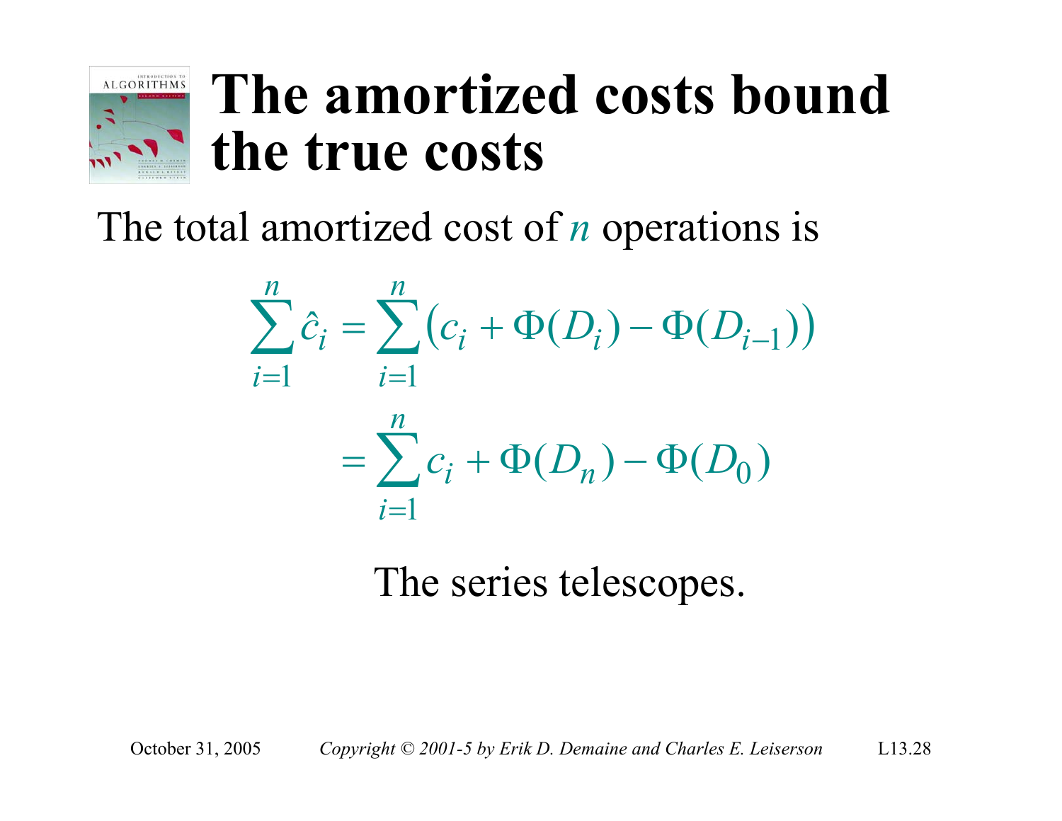# The amortized costs bound the true costs

The total amortized cost of $n$ operations is

$$
\begin{aligned}
\sum_{i=1}^{n} \hat{c}_i &= \sum_{i=1}^{n} \left( c_i + \Phi(D_i) - \Phi(D_{i-1}) \right) \\
&= \sum_{i=1}^{n} c_i + \Phi(D_n) - \Phi(D_0)
\end{aligned}
$$

The series telescopes.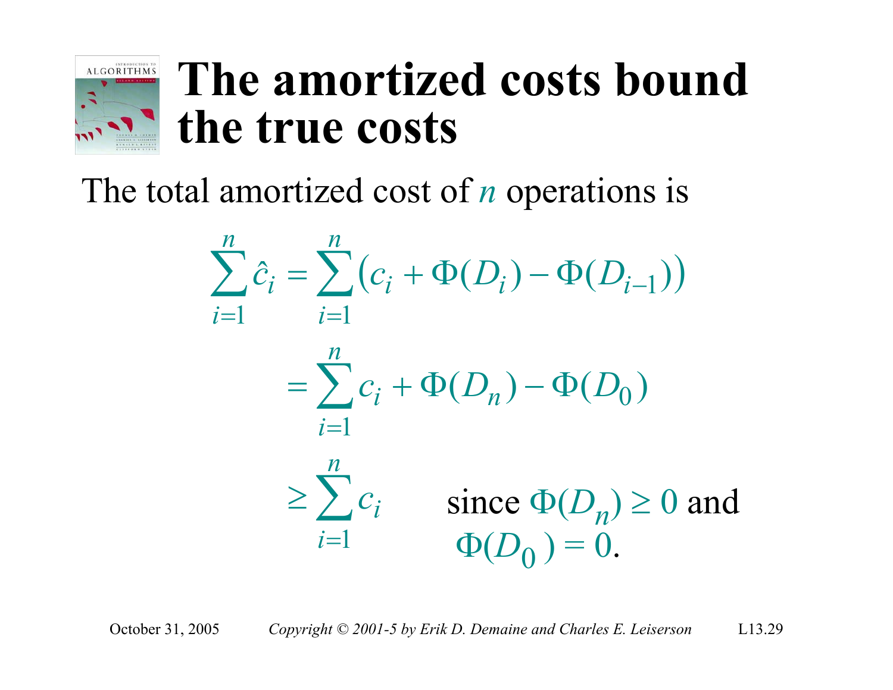# The amortized costs bound the true costs

The total amortized cost of $n$ operations is

$$
\begin{aligned}
\sum_{i=1}^{n} \hat{c}_i &= \sum_{i=1}^{n} \left(c_i + \Phi(D_i) - \Phi(D_{i-1})\right) \\
&= \sum_{i=1}^{n} c_i + \Phi(D_n) - \Phi(D_0) \\
&\geq \sum_{i=1}^{n} c_i
\end{aligned}
$$

since $\Phi(D_n) \geq 0$ and $\Phi(D_0) = 0$.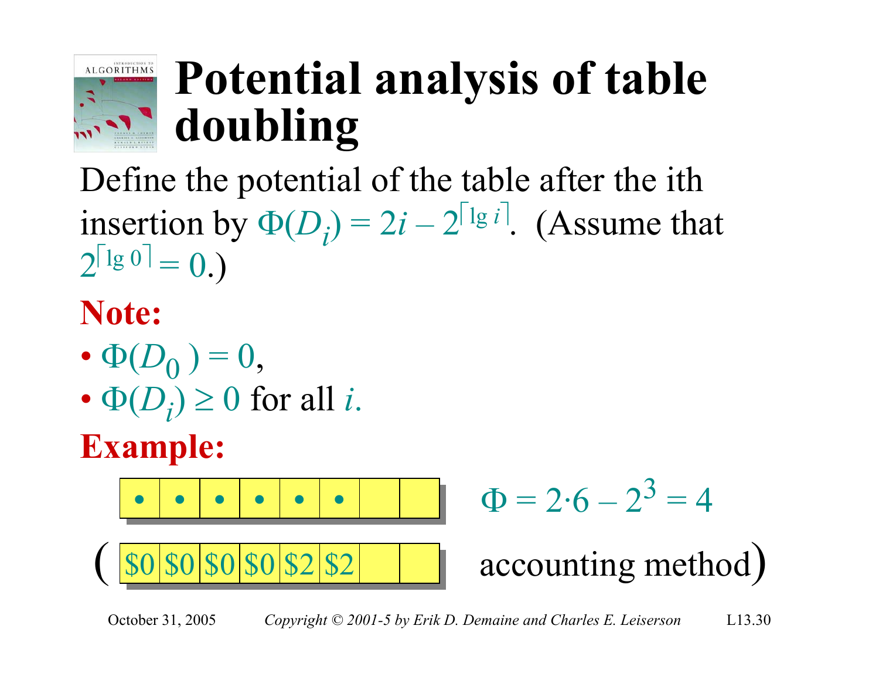# Potential analysis of table doubling

Define the potential of the table after the ith insertion by $\Phi(D_i) = 2i - 2^{\lceil \lg i \rceil}$. (Assume that $2^{\lceil \lg 0 \rceil} = 0$.)

**Note:**

- $\Phi(D_0) = 0$,
- $\Phi(D_i) \geq 0$ for all $i$.

**Example:**

| • | • | • | • | • | • | | |
|---|---|---|---|---|---|---|---|

$\Phi = 2 \cdot 6 - 2^3 = 4$

(

| $0 | $0 | $0 | $0 | $2 | $2 | | |
|---|---|---|---|---|---|---|---|

accounting method)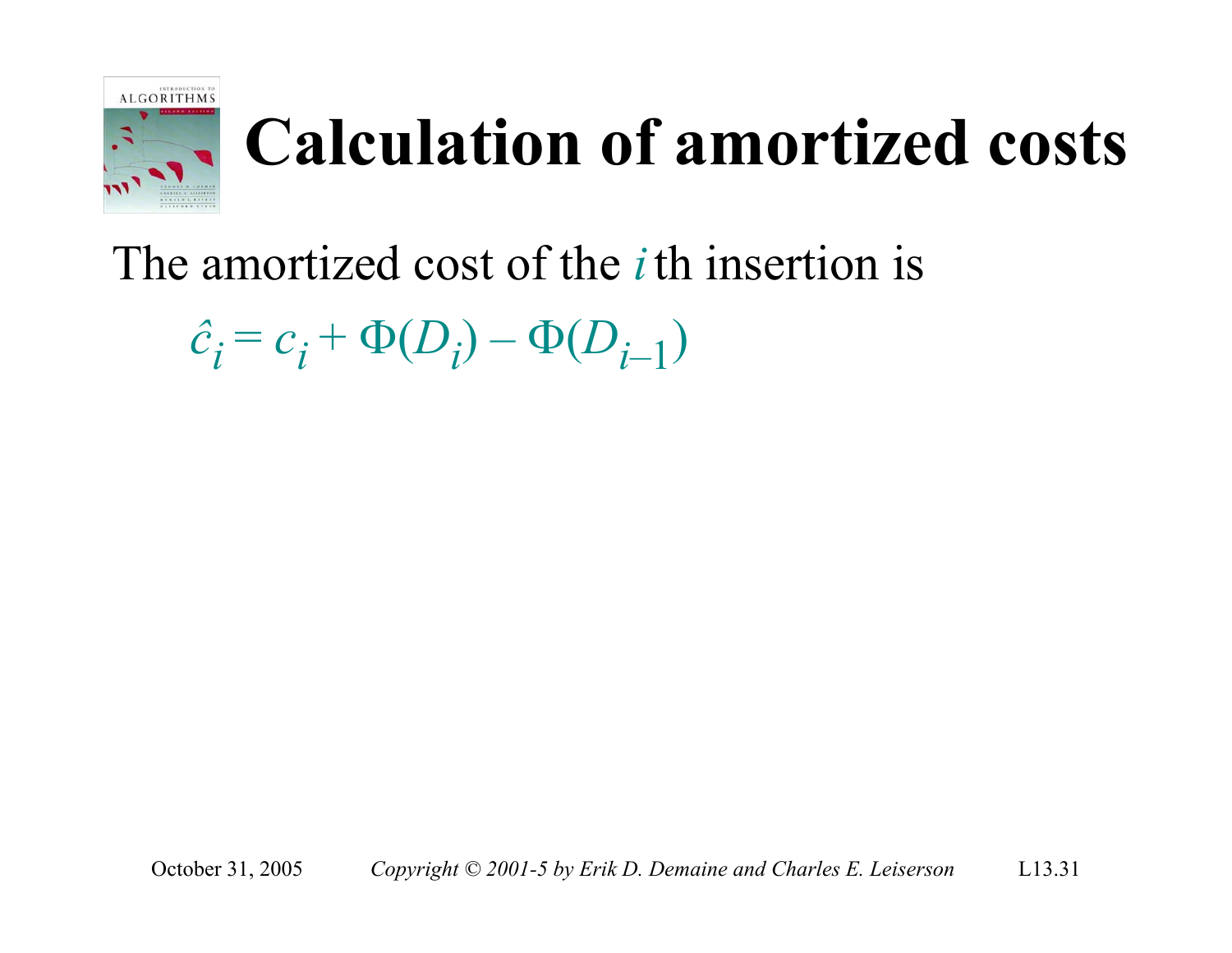# Calculation of amortized costs

The amortized cost of the $i$ th insertion is

$$\hat{c}_i = c_i + \Phi(D_i) - \Phi(D_{i-1})$$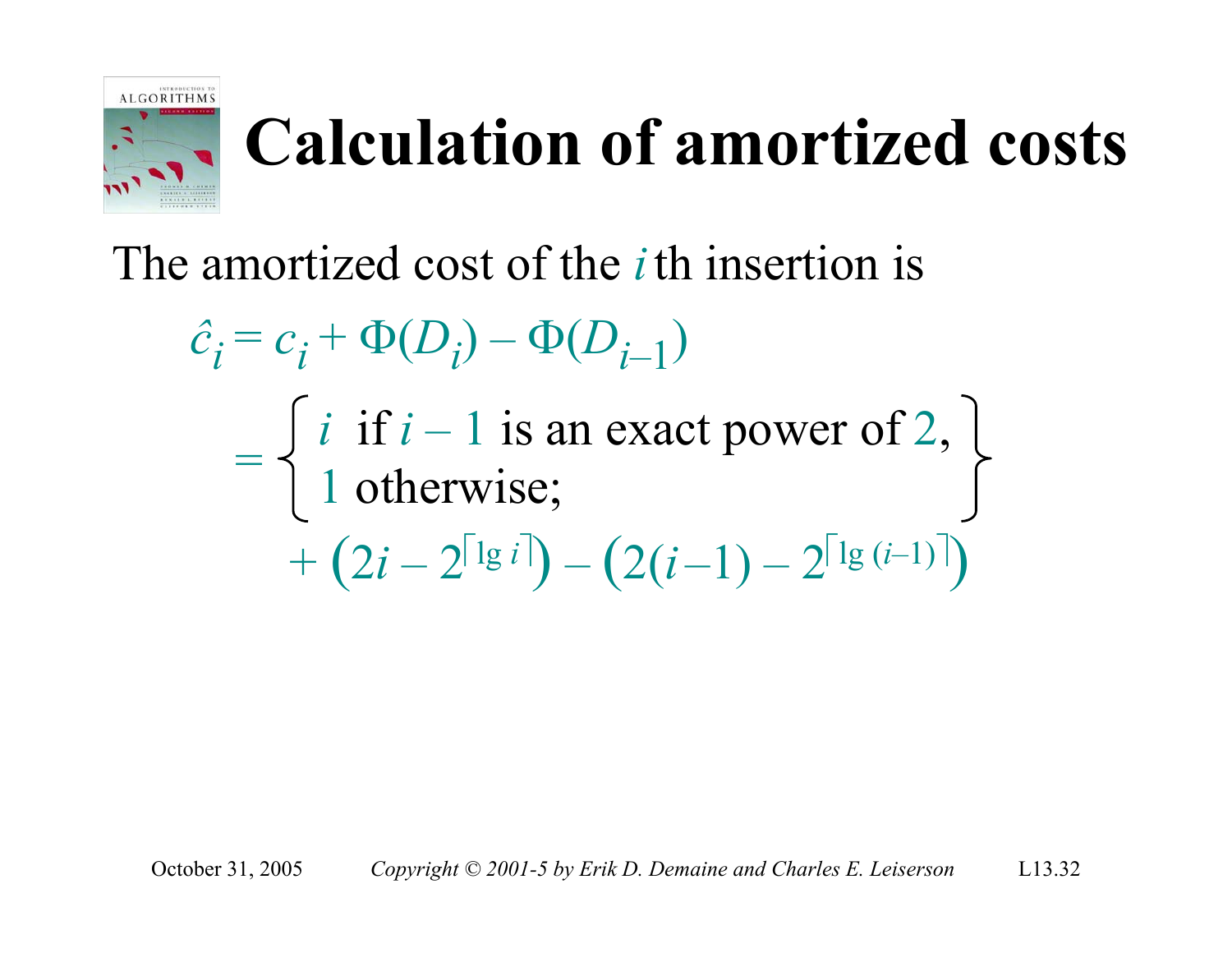# Calculation of amortized costs

The amortized cost of the $i$th insertion is

$$
\begin{aligned}
\hat{c}_i &= c_i + \Phi(D_i) - \Phi(D_{i-1}) \\
&= \left\{ \begin{array}{ll} i & \text{if } i-1 \text{ is an exact power of } 2, \\ 1 & \text{otherwise;} \end{array} \right\} \\
&\quad + \left(2i - 2^{\lceil \lg i \rceil}\right) - \left(2(i-1) - 2^{\lceil \lg (i-1) \rceil}\right)
\end{aligned}
$$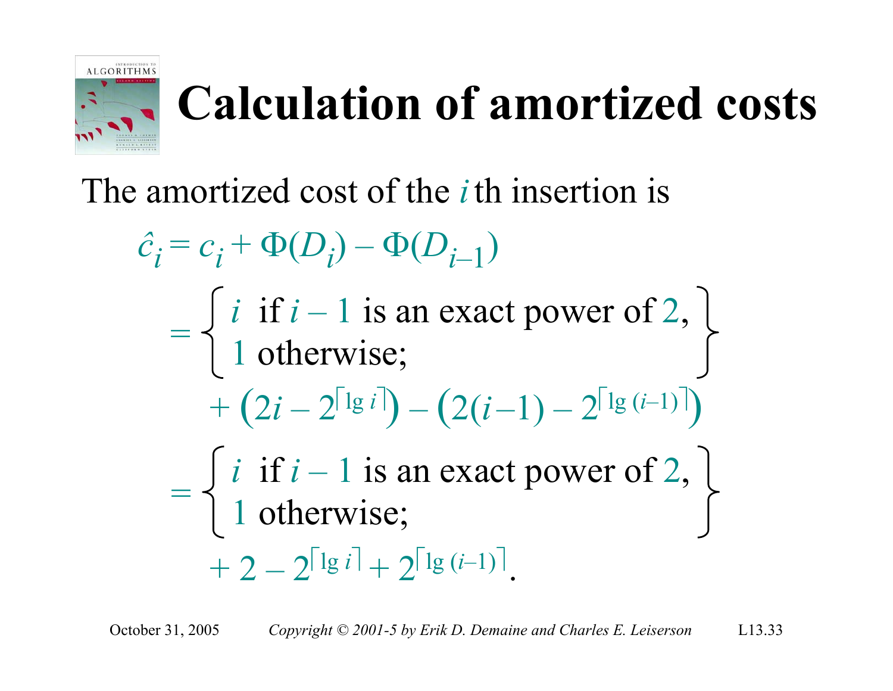# Calculation of amortized costs

The amortized cost of the $i$th insertion is

$$
\begin{aligned}
\hat{c}_i &= c_i + \Phi(D_i) - \Phi(D_{i-1}) \\
&= \left\{ \begin{array}{l} i \text{ if } i-1 \text{ is an exact power of } 2, \\ 1 \text{ otherwise;} \end{array} \right\} \\
&\quad + \left(2i - 2^{\lceil \lg i \rceil}\right) - \left(2(i-1) - 2^{\lceil \lg (i-1) \rceil}\right) \\
&= \left\{ \begin{array}{l} i \text{ if } i-1 \text{ is an exact power of } 2, \\ 1 \text{ otherwise;} \end{array} \right\} \\
&\quad + 2 - 2^{\lceil \lg i \rceil} + 2^{\lceil \lg (i-1) \rceil}.
\end{aligned}
$$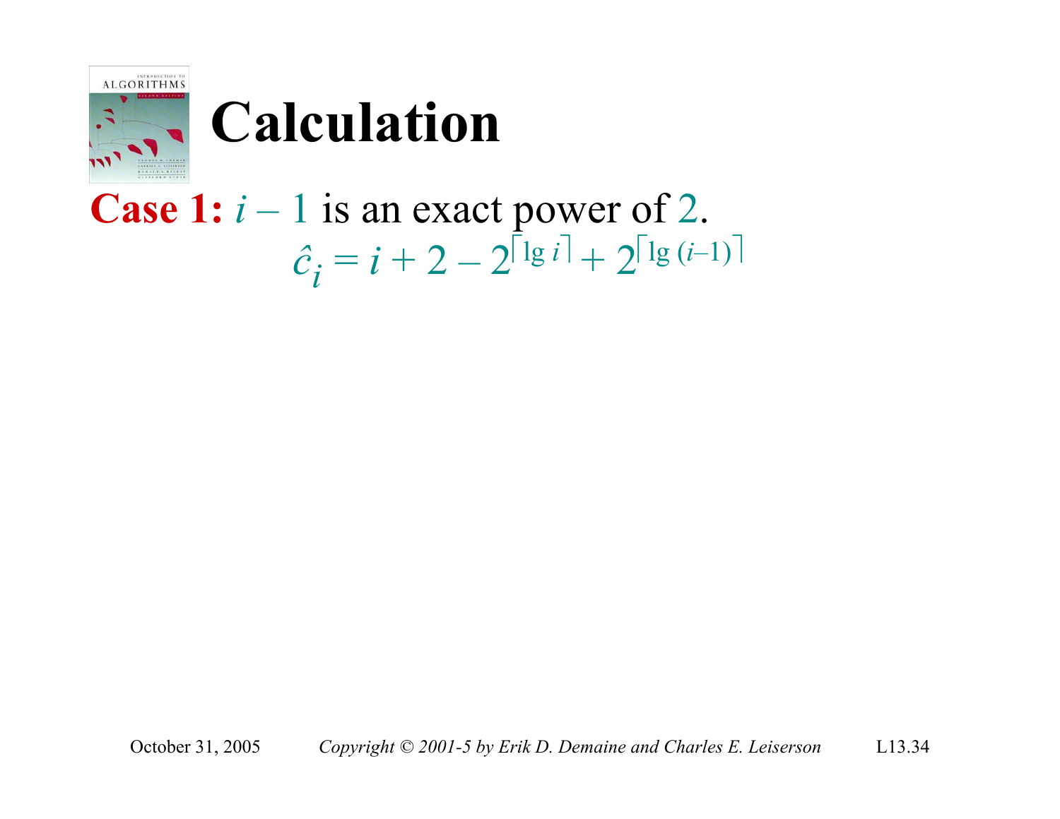# Calculation

**Case 1:** $i - 1$ is an exact power of $2$.

$$\hat{c}_i = i + 2 - 2^{\lceil \lg i \rceil} + 2^{\lceil \lg (i-1) \rceil}$$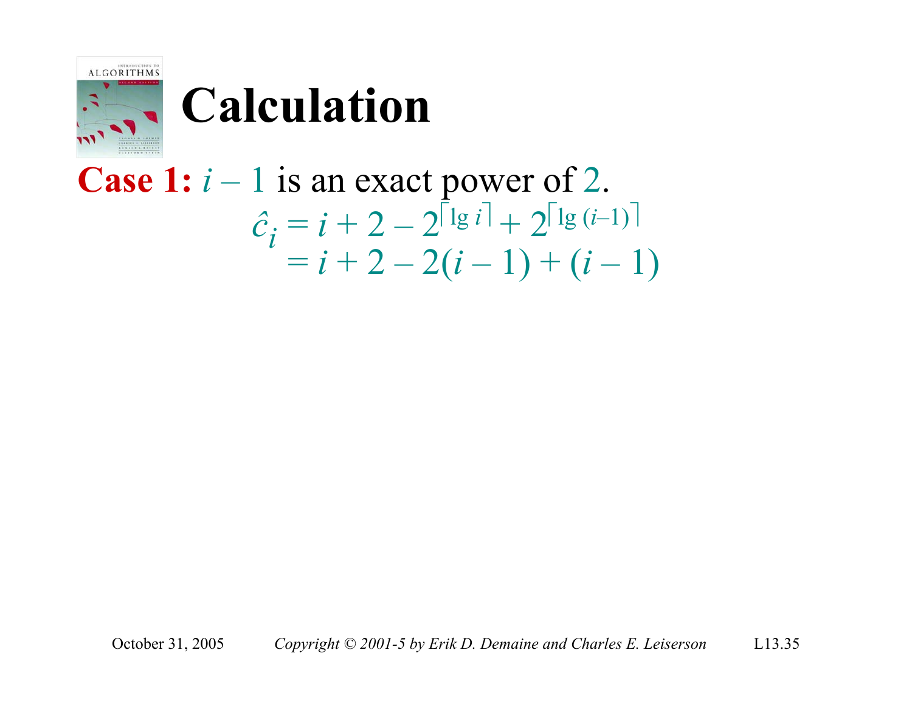# Calculation

**Case 1:** $i - 1$ is an exact power of $2$.

$$
\begin{aligned}
\hat{c}_i &= i + 2 - 2^{\lceil \lg i \rceil} + 2^{\lceil \lg (i-1) \rceil} \\
&= i + 2 - 2(i - 1) + (i - 1)
\end{aligned}
$$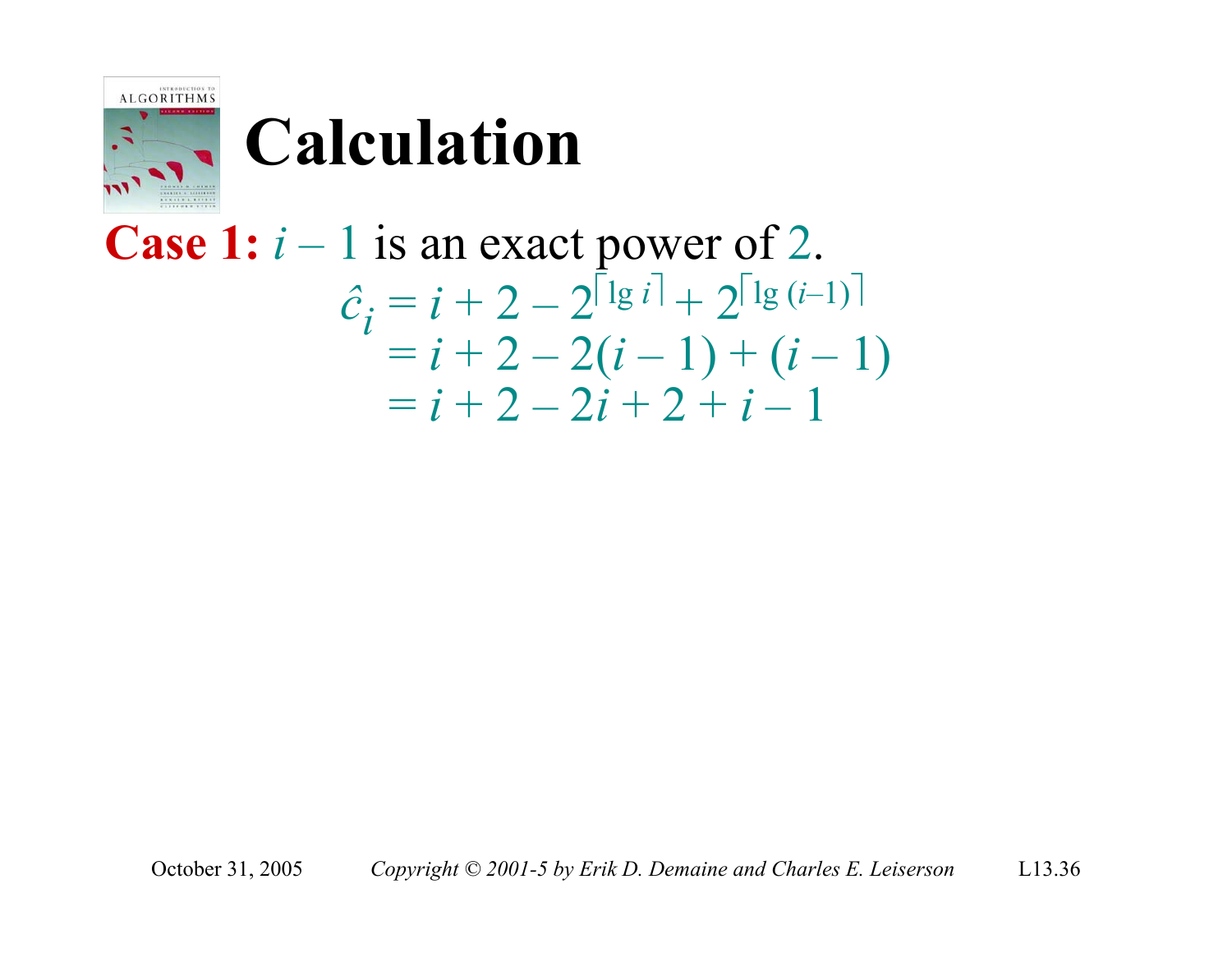# Calculation

**Case 1:** $i - 1$ is an exact power of $2$.

$$
\begin{aligned}
\hat{c}_i &= i + 2 - 2^{\lceil \lg i \rceil} + 2^{\lceil \lg (i-1) \rceil} \\
&= i + 2 - 2(i - 1) + (i - 1) \\
&= i + 2 - 2i + 2 + i - 1
\end{aligned}
$$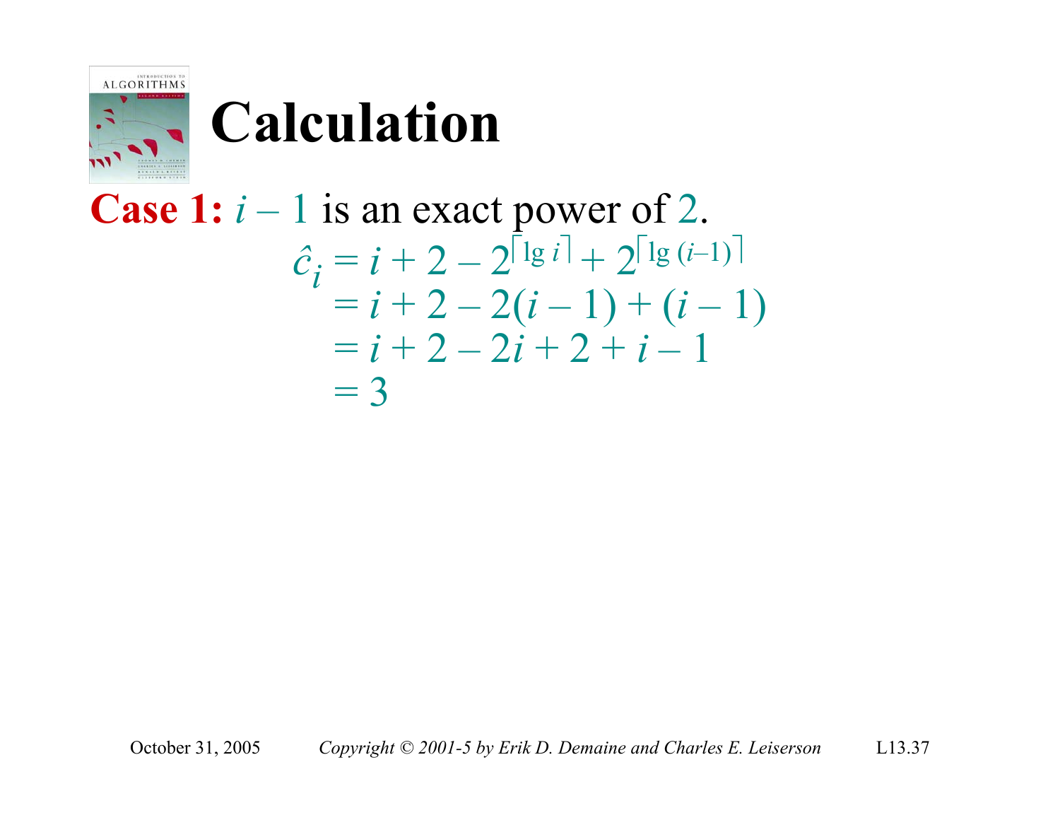# Calculation

**Case 1:** $i - 1$ is an exact power of $2$.

$$
\begin{aligned}
\hat{c}_i &= i + 2 - 2^{\lceil \lg i \rceil} + 2^{\lceil \lg (i-1) \rceil} \\
&= i + 2 - 2(i - 1) + (i - 1) \\
&= i + 2 - 2i + 2 + i - 1 \\
&= 3
\end{aligned}
$$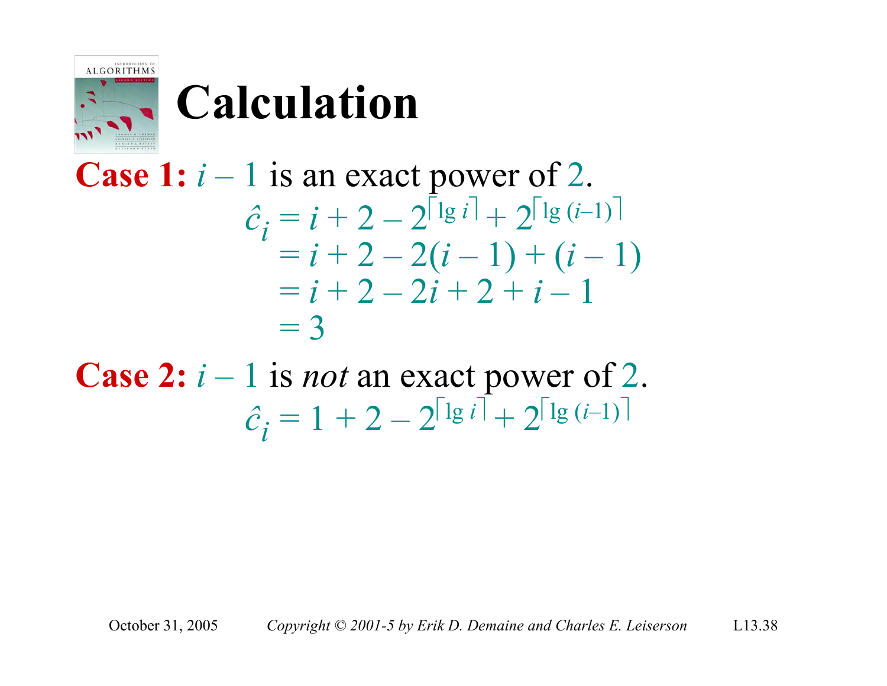# Calculation

**Case 1:** $i - 1$ is an exact power of 2.

$$
\begin{aligned}
\hat{c}_i &= i + 2 - 2^{\lceil \lg i \rceil} + 2^{\lceil \lg (i-1) \rceil} \\
&= i + 2 - 2(i - 1) + (i - 1) \\
&= i + 2 - 2i + 2 + i - 1 \\
&= 3
\end{aligned}
$$

**Case 2:** $i - 1$ is *not* an exact power of 2.

$$
\hat{c}_i = 1 + 2 - 2^{\lceil \lg i \rceil} + 2^{\lceil \lg (i-1) \rceil}
$$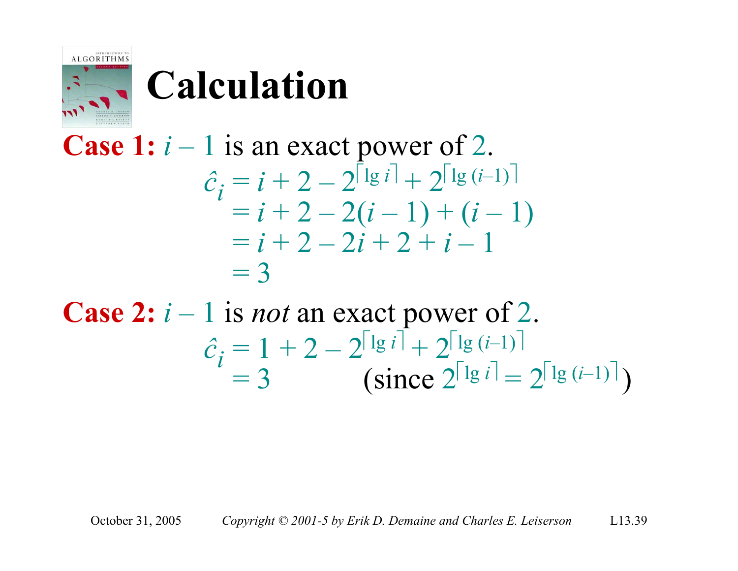# Calculation

**Case 1:** $i - 1$ is an exact power of $2$.

$$
\begin{aligned}
\hat{c}_i &= i + 2 - 2^{\lceil \lg i \rceil} + 2^{\lceil \lg (i-1) \rceil} \\
&= i + 2 - 2(i - 1) + (i - 1) \\
&= i + 2 - 2i + 2 + i - 1 \\
&= 3
\end{aligned}
$$

**Case 2:** $i - 1$ is *not* an exact power of $2$.

$$
\begin{aligned}
\hat{c}_i &= 1 + 2 - 2^{\lceil \lg i \rceil} + 2^{\lceil \lg (i-1) \rceil} \\
&= 3 \qquad \text{(since } 2^{\lceil \lg i \rceil} = 2^{\lceil \lg (i-1) \rceil}\text{)}
\end{aligned}
$$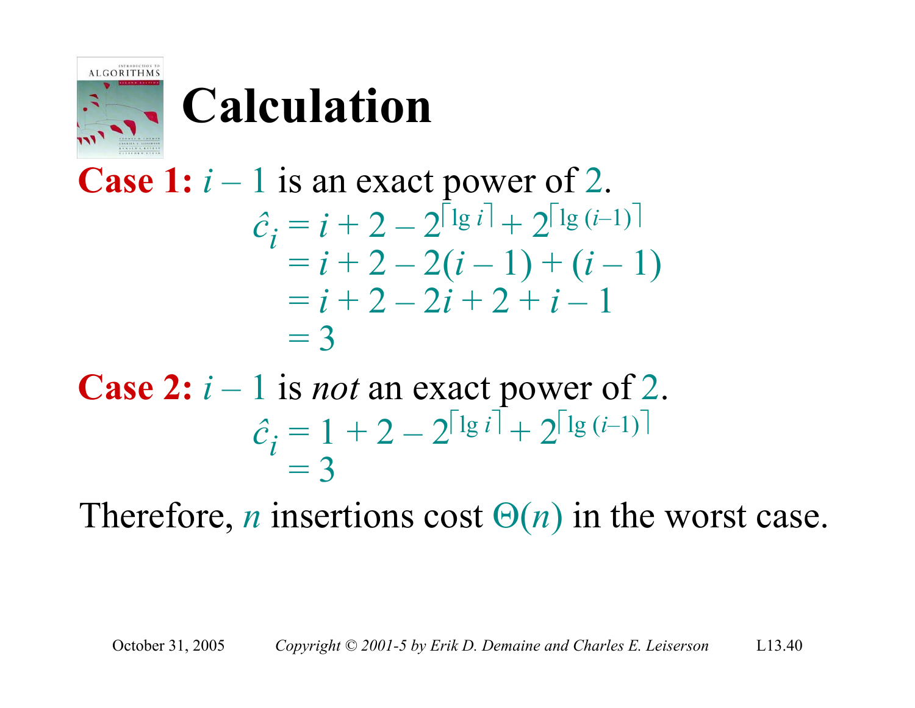# Calculation

**Case 1:** $i - 1$ is an exact power of $2$.

$$
\begin{aligned}
\hat{c}_i &= i + 2 - 2^{\lceil \lg i \rceil} + 2^{\lceil \lg (i-1) \rceil} \\
&= i + 2 - 2(i - 1) + (i - 1) \\
&= i + 2 - 2i + 2 + i - 1 \\
&= 3
\end{aligned}
$$

**Case 2:** $i - 1$ is *not* an exact power of $2$.

$$
\begin{aligned}
\hat{c}_i &= 1 + 2 - 2^{\lceil \lg i \rceil} + 2^{\lceil \lg (i-1) \rceil} \\
&= 3
\end{aligned}
$$

Therefore, $n$ insertions cost $\Theta(n)$ in the worst case.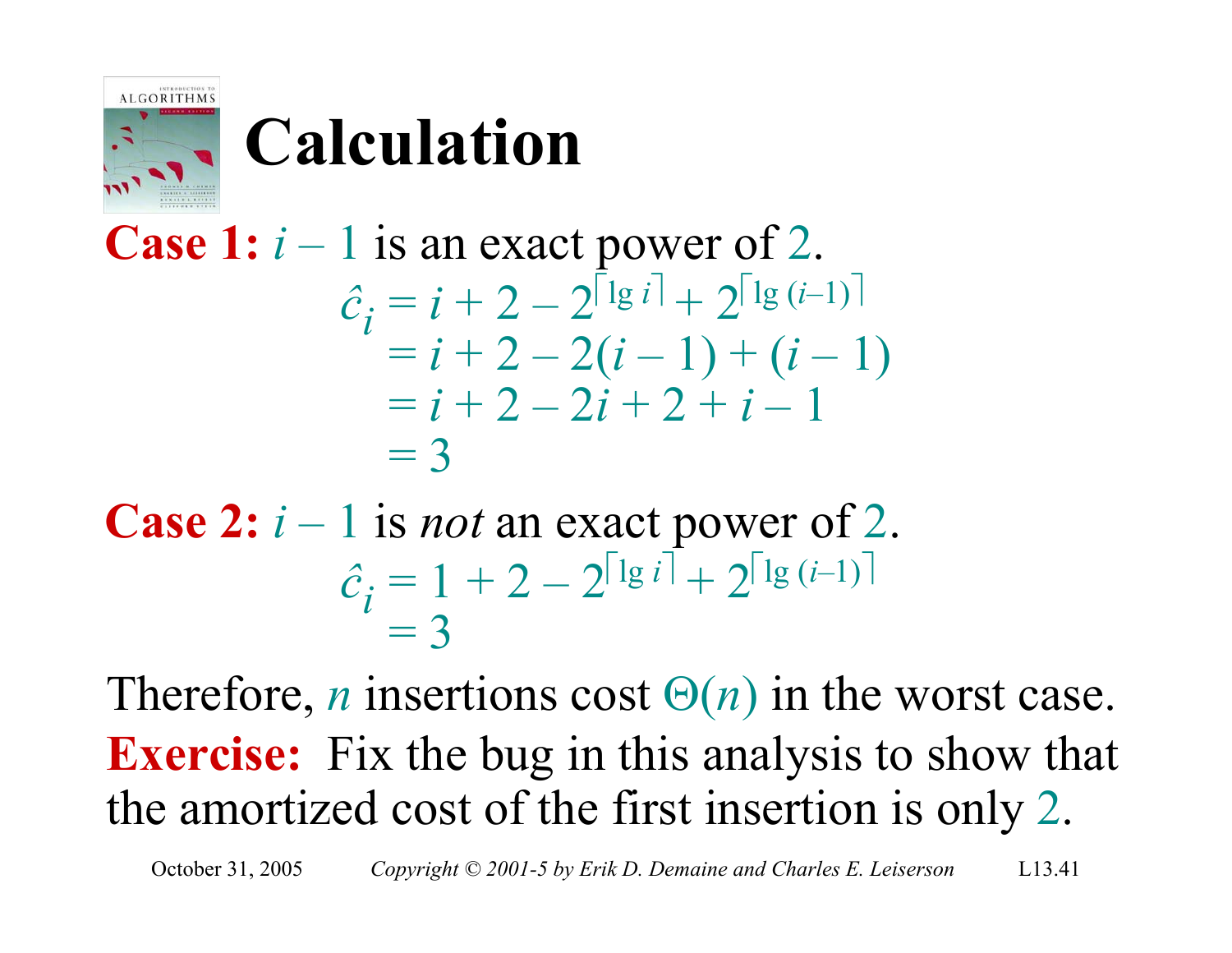# Calculation

**Case 1:** $i - 1$ is an exact power of $2$.

$$
\begin{aligned}
\hat{c}_i &= i + 2 - 2^{\lceil \lg i \rceil} + 2^{\lceil \lg (i-1) \rceil} \\
&= i + 2 - 2(i - 1) + (i - 1) \\
&= i + 2 - 2i + 2 + i - 1 \\
&= 3
\end{aligned}
$$

**Case 2:** $i - 1$ is *not* an exact power of $2$.

$$
\begin{aligned}
\hat{c}_i &= 1 + 2 - 2^{\lceil \lg i \rceil} + 2^{\lceil \lg (i-1) \rceil} \\
&= 3
\end{aligned}
$$

Therefore, $n$ insertions cost $\Theta(n)$ in the worst case.

**Exercise:** Fix the bug in this analysis to show that the amortized cost of the first insertion is only $2$.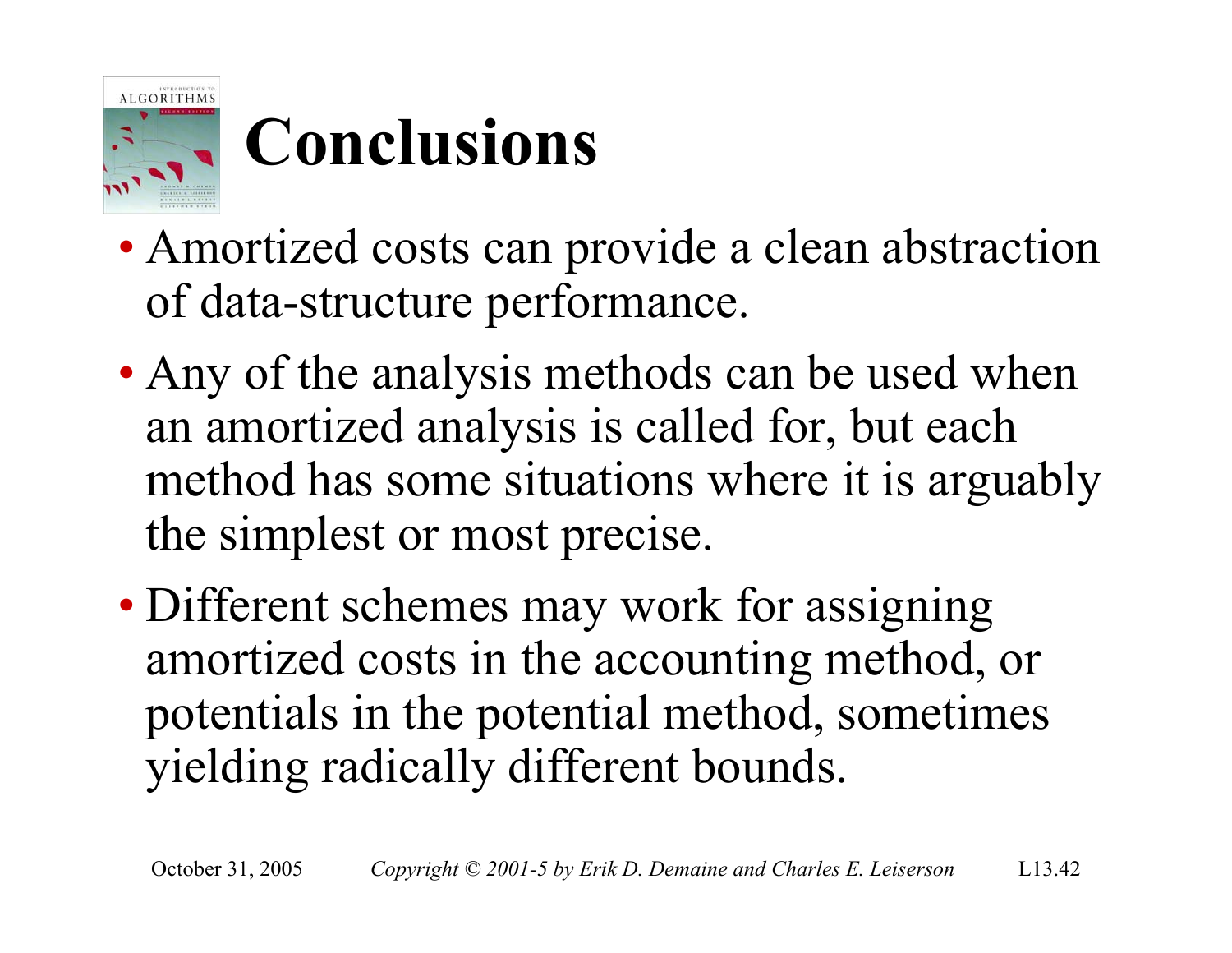# Conclusions

- Amortized costs can provide a clean abstraction of data-structure performance.
- Any of the analysis methods can be used when an amortized analysis is called for, but each method has some situations where it is arguably the simplest or most precise.
- Different schemes may work for assigning amortized costs in the accounting method, or potentials in the potential method, sometimes yielding radically different bounds.